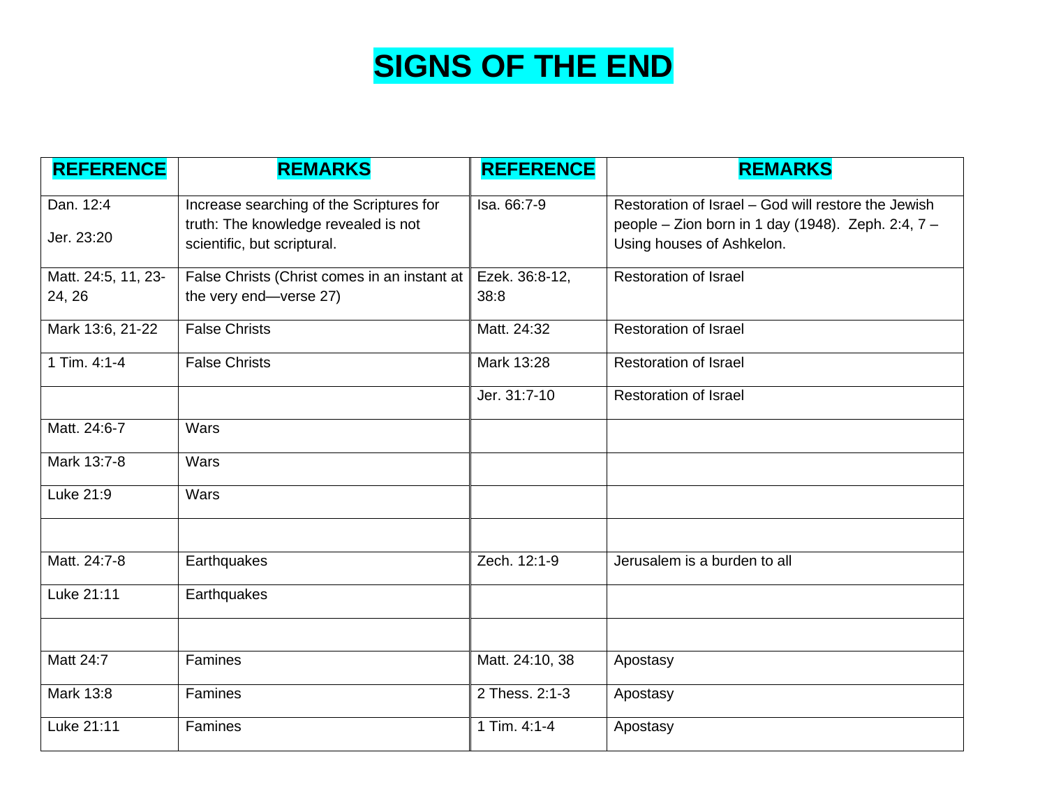# SIGNS OF THE END

| REFERENCE | REMARKS | REFERENCE | REMARKS |
|---|---|---|---|
| Dan. 12:4<br><br>Jer. 23:20 | Increase searching of the Scriptures for truth: The knowledge revealed is not scientific, but scriptural. | Isa. 66:7-9 | Restoration of Israel – God will restore the Jewish people – Zion born in 1 day (1948). Zeph. 2:4, 7 – Using houses of Ashkelon. |
| Matt. 24:5, 11, 23-24, 26 | False Christs (Christ comes in an instant at the very end—verse 27) | Ezek. 36:8-12, 38:8 | Restoration of Israel |
| Mark 13:6, 21-22 | False Christs | Matt. 24:32 | Restoration of Israel |
| 1 Tim. 4:1-4 | False Christs | Mark 13:28 | Restoration of Israel |
| | | Jer. 31:7-10 | Restoration of Israel |
| Matt. 24:6-7 | Wars | | |
| Mark 13:7-8 | Wars | | |
| Luke 21:9 | Wars | | |
| | | | |
| Matt. 24:7-8 | Earthquakes | Zech. 12:1-9 | Jerusalem is a burden to all |
| Luke 21:11 | Earthquakes | | |
| | | | |
| Matt 24:7 | Famines | Matt. 24:10, 38 | Apostasy |
| Mark 13:8 | Famines | 2 Thess. 2:1-3 | Apostasy |
| Luke 21:11 | Famines | 1 Tim. 4:1-4 | Apostasy |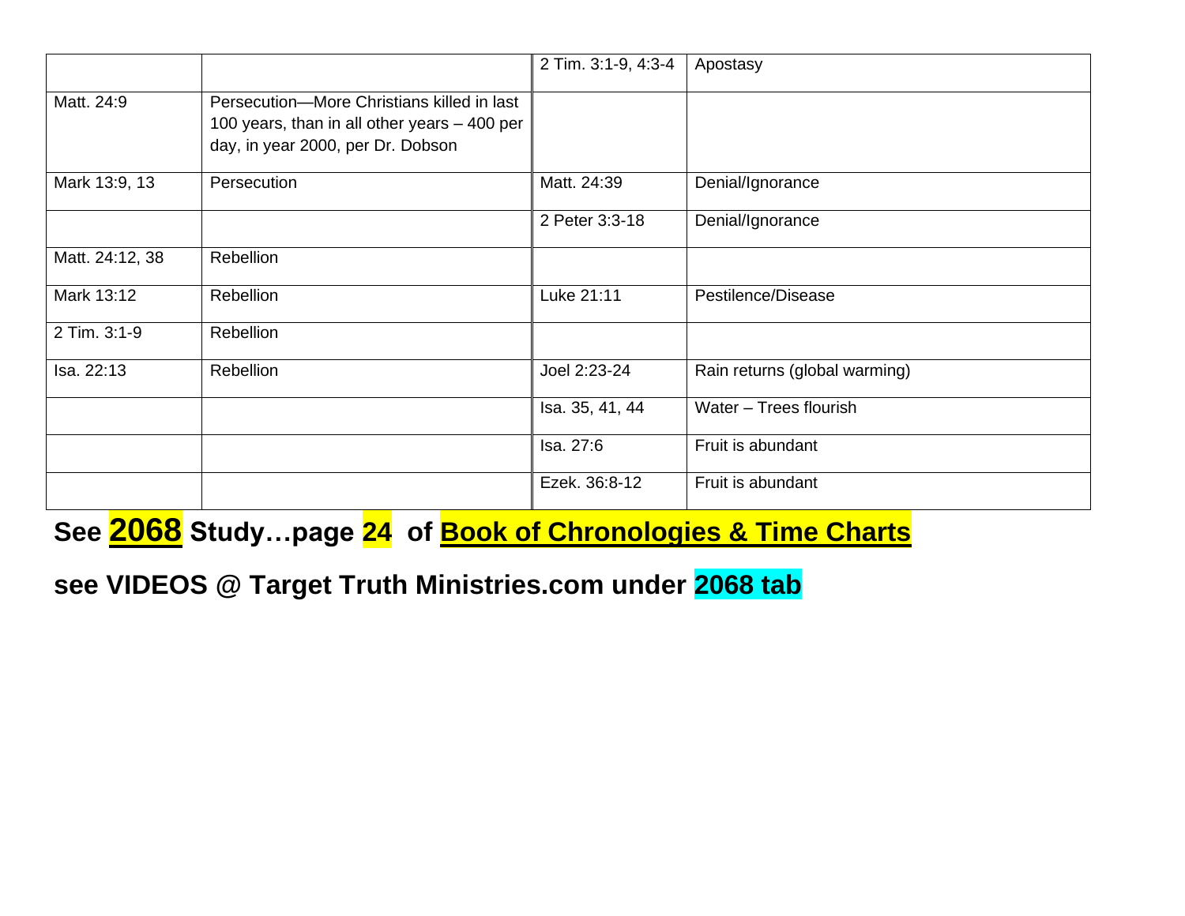| | | | |
|---|---|---|---|
| | | 2 Tim. 3:1-9, 4:3-4 | Apostasy |
| Matt. 24:9 | Persecution—More Christians killed in last 100 years, than in all other years – 400 per day, in year 2000, per Dr. Dobson | | |
| Mark 13:9, 13 | Persecution | Matt. 24:39 | Denial/Ignorance |
| | | 2 Peter 3:3-18 | Denial/Ignorance |
| Matt. 24:12, 38 | Rebellion | | |
| Mark 13:12 | Rebellion | Luke 21:11 | Pestilence/Disease |
| 2 Tim. 3:1-9 | Rebellion | | |
| Isa. 22:13 | Rebellion | Joel 2:23-24 | Rain returns (global warming) |
| | | Isa. 35, 41, 44 | Water – Trees flourish |
| | | Isa. 27:6 | Fruit is abundant |
| | | Ezek. 36:8-12 | Fruit is abundant |

**See 2068 Study…page 24 of Book of Chronologies & Time Charts**

**see VIDEOS @ Target Truth Ministries.com under 2068 tab**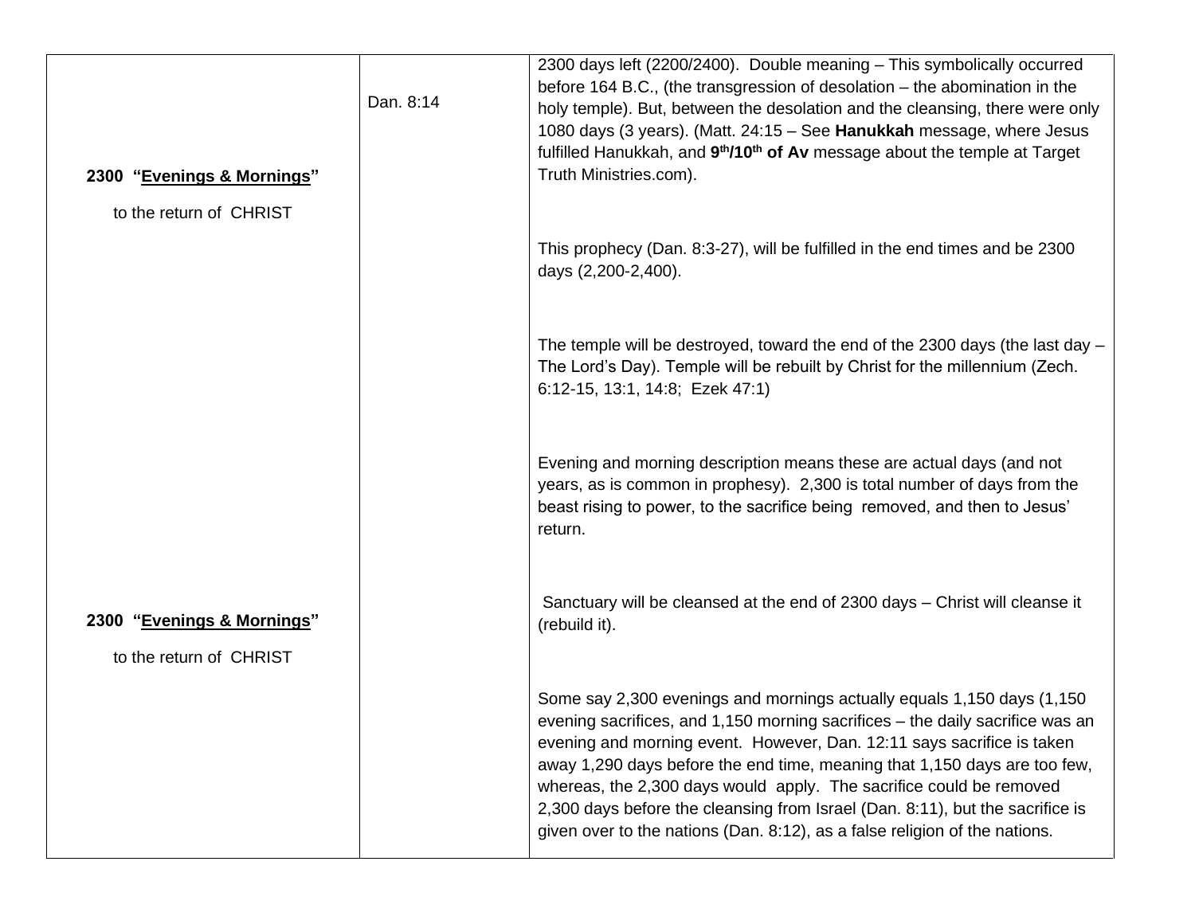| | | |
|---|---|---|
| **2300 "<u>Evenings & Mornings</u>"** to the return of CHRIST | Dan. 8:14 | 2300 days left (2200/2400). Double meaning – This symbolically occurred before 164 B.C., (the transgression of desolation – the abomination in the holy temple). But, between the desolation and the cleansing, there were only 1080 days (3 years). (Matt. 24:15 – See **Hanukkah** message, where Jesus fulfilled Hanukkah, and **9th/10th of Av** message about the temple at Target Truth Ministries.com).<br><br>This prophecy (Dan. 8:3-27), will be fulfilled in the end times and be 2300 days (2,200-2,400).<br><br>The temple will be destroyed, toward the end of the 2300 days (the last day – The Lord's Day). Temple will be rebuilt by Christ for the millennium (Zech. 6:12-15, 13:1, 14:8; Ezek 47:1)<br><br>Evening and morning description means these are actual days (and not years, as is common in prophesy). 2,300 is total number of days from the beast rising to power, to the sacrifice being removed, and then to Jesus' return. |
| **2300 "<u>Evenings & Mornings</u>"** to the return of CHRIST | | Sanctuary will be cleansed at the end of 2300 days – Christ will cleanse it (rebuild it).<br><br>Some say 2,300 evenings and mornings actually equals 1,150 days (1,150 evening sacrifices, and 1,150 morning sacrifices – the daily sacrifice was an evening and morning event. However, Dan. 12:11 says sacrifice is taken away 1,290 days before the end time, meaning that 1,150 days are too few, whereas, the 2,300 days would apply. The sacrifice could be removed 2,300 days before the cleansing from Israel (Dan. 8:11), but the sacrifice is given over to the nations (Dan. 8:12), as a false religion of the nations. |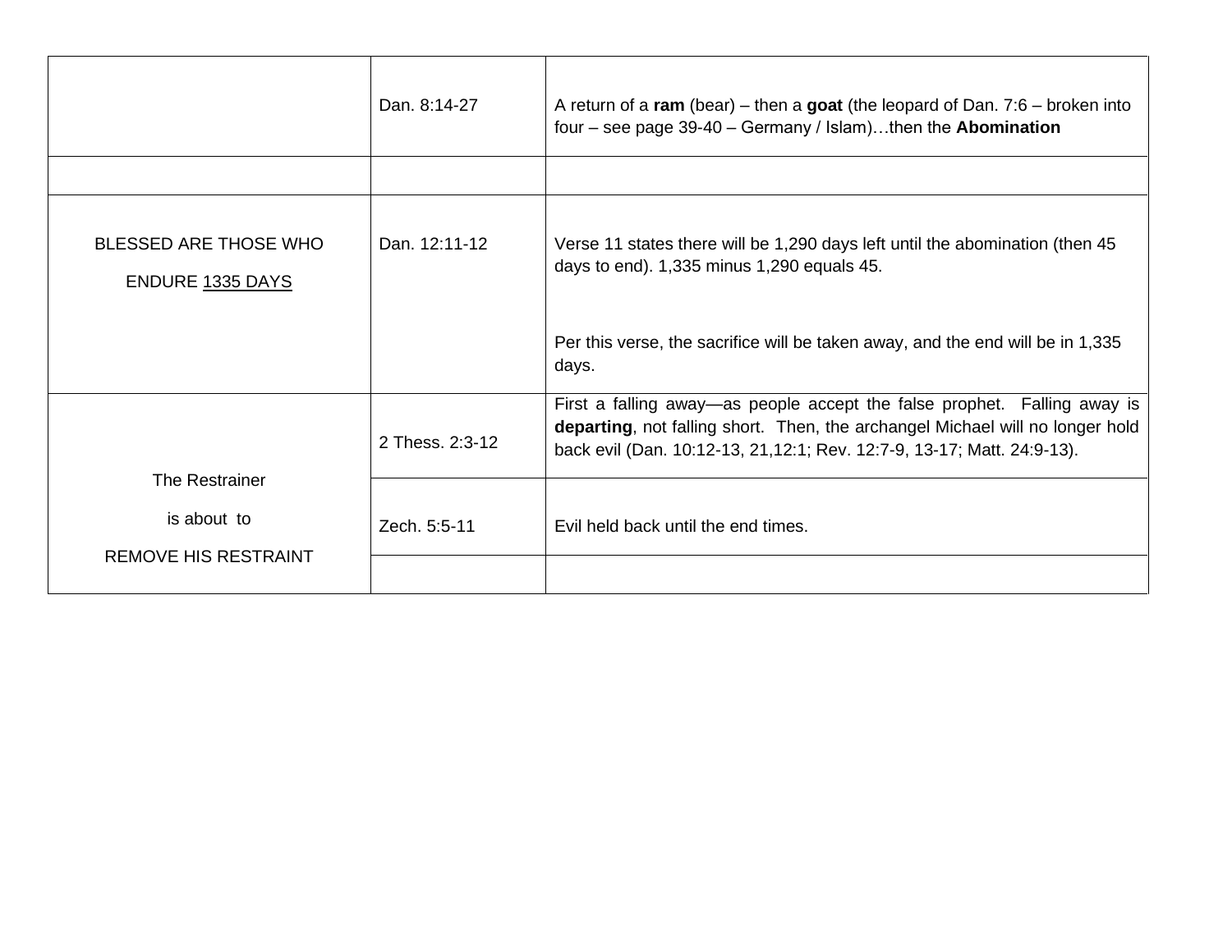| | | |
|---|---|---|
| | Dan. 8:14-27 | A return of a **ram** (bear) – then a **goat** (the leopard of Dan. 7:6 – broken into four – see page 39-40 – Germany / Islam)…then the **Abomination** |
| | | |
| BLESSED ARE THOSE WHO ENDURE 1335 DAYS | Dan. 12:11-12 | Verse 11 states there will be 1,290 days left until the abomination (then 45 days to end). 1,335 minus 1,290 equals 45.<br><br>Per this verse, the sacrifice will be taken away, and the end will be in 1,335 days. |
| The Restrainer is about to REMOVE HIS RESTRAINT | 2 Thess. 2:3-12 | First a falling away—as people accept the false prophet. Falling away is **departing**, not falling short. Then, the archangel Michael will no longer hold back evil (Dan. 10:12-13, 21,12:1; Rev. 12:7-9, 13-17; Matt. 24:9-13). |
| | Zech. 5:5-11 | Evil held back until the end times. |
| | | |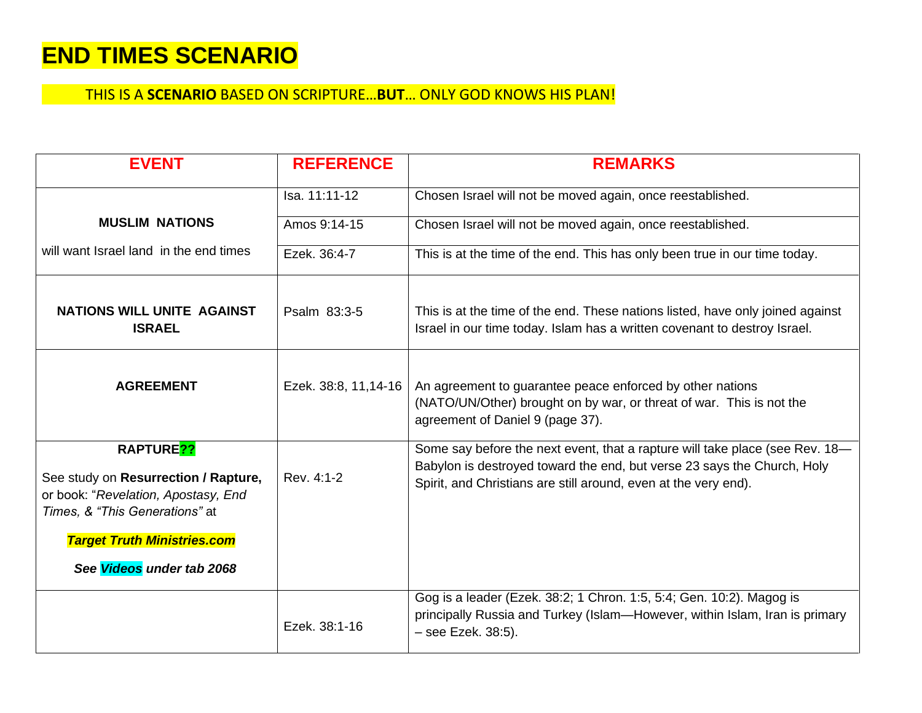# END TIMES SCENARIO

THIS IS A **SCENARIO** BASED ON SCRIPTURE…**BUT**… ONLY GOD KNOWS HIS PLAN!

| EVENT | REFERENCE | REMARKS |
|---|---|---|
| **MUSLIM NATIONS** will want Israel land in the end times | Isa. 11:11-12 | Chosen Israel will not be moved again, once reestablished. |
| | Amos 9:14-15 | Chosen Israel will not be moved again, once reestablished. |
| | Ezek. 36:4-7 | This is at the time of the end. This has only been true in our time today. |
| **NATIONS WILL UNITE AGAINST ISRAEL** | Psalm 83:3-5 | This is at the time of the end. These nations listed, have only joined against Israel in our time today. Islam has a written covenant to destroy Israel. |
| **AGREEMENT** | Ezek. 38:8, 11,14-16 | An agreement to guarantee peace enforced by other nations (NATO/UN/Other) brought on by war, or threat of war. This is not the agreement of Daniel 9 (page 37). |
| **RAPTURE??** See study on **Resurrection / Rapture,** or book: "*Revelation, Apostasy, End Times, & "This Generations"* at ***Target Truth Ministries.com*** ***See Videos under tab 2068*** | Rev. 4:1-2 | Some say before the next event, that a rapture will take place (see Rev. 18—Babylon is destroyed toward the end, but verse 23 says the Church, Holy Spirit, and Christians are still around, even at the very end). |
| | Ezek. 38:1-16 | Gog is a leader (Ezek. 38:2; 1 Chron. 1:5, 5:4; Gen. 10:2). Magog is principally Russia and Turkey (Islam—However, within Islam, Iran is primary – see Ezek. 38:5). |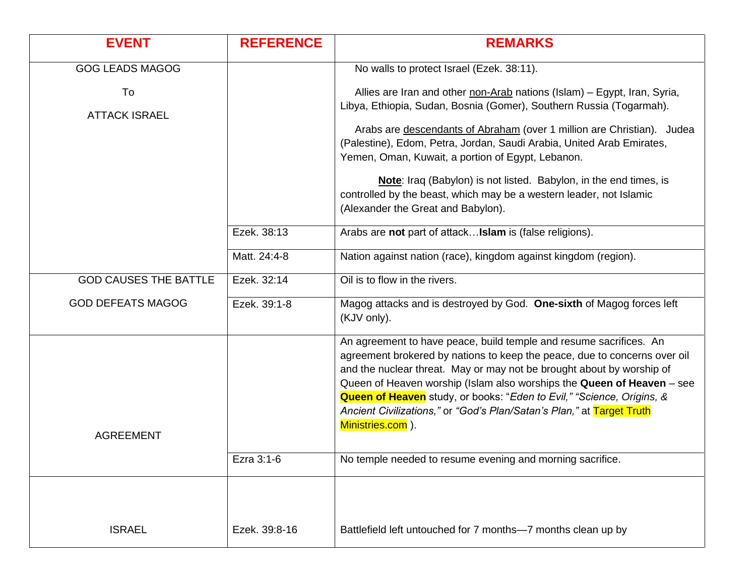| **EVENT** | **REFERENCE** | **REMARKS** |
|---|---|---|
| GOG LEADS MAGOG To ATTACK ISRAEL | | No walls to protect Israel (Ezek. 38:11).<br><br>Allies are Iran and other non-Arab nations (Islam) – Egypt, Iran, Syria, Libya, Ethiopia, Sudan, Bosnia (Gomer), Southern Russia (Togarmah).<br><br>Arabs are descendants of Abraham (over 1 million are Christian). Judea (Palestine), Edom, Petra, Jordan, Saudi Arabia, United Arab Emirates, Yemen, Oman, Kuwait, a portion of Egypt, Lebanon.<br><br>**Note**: Iraq (Babylon) is not listed. Babylon, in the end times, is controlled by the beast, which may be a western leader, not Islamic (Alexander the Great and Babylon). |
| | Ezek. 38:13 | Arabs are **not** part of attack…**Islam** is (false religions). |
| | Matt. 24:4-8 | Nation against nation (race), kingdom against kingdom (region). |
| GOD CAUSES THE BATTLE | Ezek. 32:14 | Oil is to flow in the rivers. |
| GOD DEFEATS MAGOG | Ezek. 39:1-8 | Magog attacks and is destroyed by God. **One-sixth** of Magog forces left (KJV only). |
| AGREEMENT | | An agreement to have peace, build temple and resume sacrifices. An agreement brokered by nations to keep the peace, due to concerns over oil and the nuclear threat. May or may not be brought about by worship of Queen of Heaven worship (Islam also worships the **Queen of Heaven** – see **Queen of Heaven** study, or books: "*Eden to Evil," "Science, Origins, & Ancient Civilizations,"* or *"God's Plan/Satan's Plan,"* at Target Truth Ministries.com ). |
| | Ezra 3:1-6 | No temple needed to resume evening and morning sacrifice. |
| ISRAEL | Ezek. 39:8-16 | Battlefield left untouched for 7 months—7 months clean up by |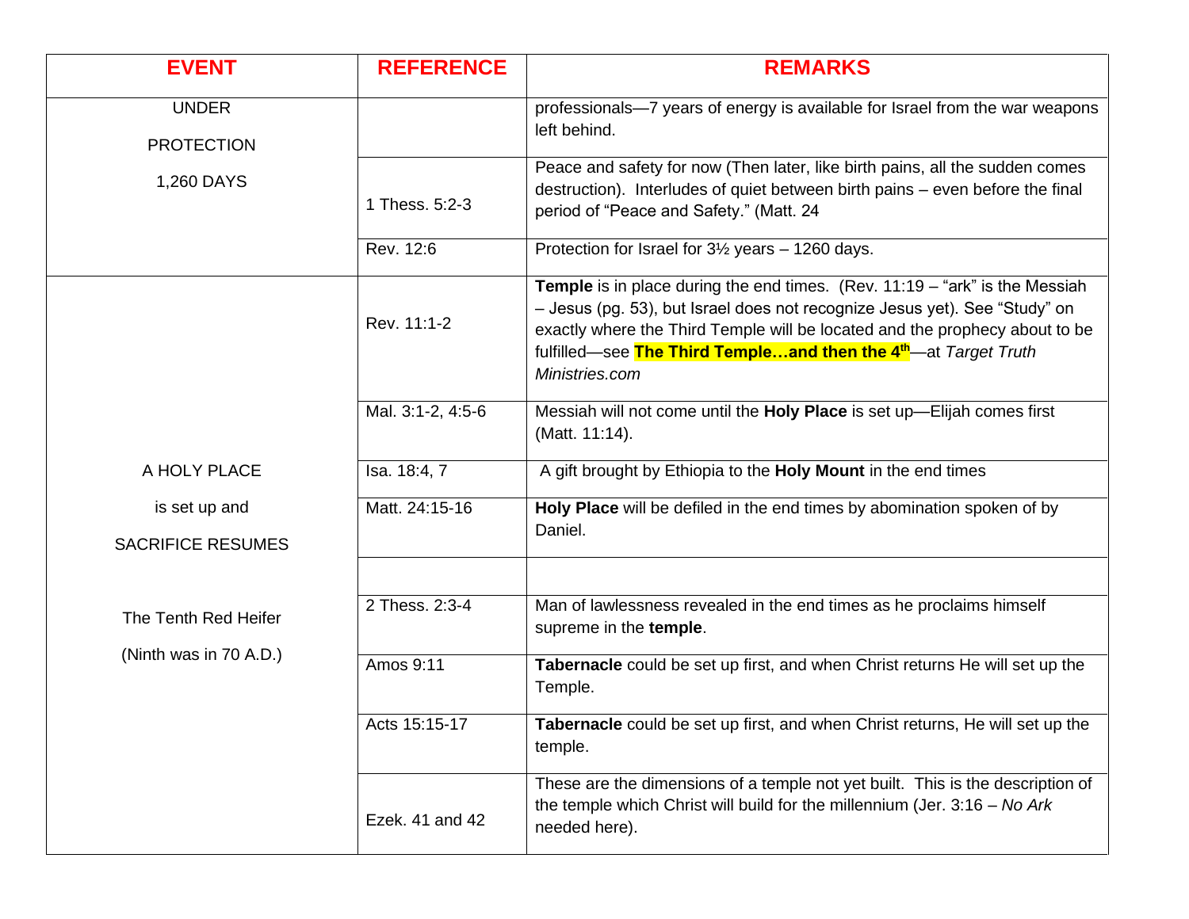| EVENT | REFERENCE | REMARKS |
|---|---|---|
| UNDER PROTECTION 1,260 DAYS | | professionals—7 years of energy is available for Israel from the war weapons left behind. |
| | 1 Thess. 5:2-3 | Peace and safety for now (Then later, like birth pains, all the sudden comes destruction). Interludes of quiet between birth pains – even before the final period of "Peace and Safety." (Matt. 24 |
| | Rev. 12:6 | Protection for Israel for 3½ years – 1260 days. |
| A HOLY PLACE is set up and SACRIFICE RESUMES<br><br>The Tenth Red Heifer (Ninth was in 70 A.D.) | Rev. 11:1-2 | **Temple** is in place during the end times. (Rev. 11:19 – "ark" is the Messiah – Jesus (pg. 53), but Israel does not recognize Jesus yet). See "Study" on exactly where the Third Temple will be located and the prophecy about to be fulfilled—see **The Third Temple…and then the 4th**—at *Target Truth Ministries.com* |
| | Mal. 3:1-2, 4:5-6 | Messiah will not come until the **Holy Place** is set up—Elijah comes first (Matt. 11:14). |
| | Isa. 18:4, 7 | A gift brought by Ethiopia to the **Holy Mount** in the end times |
| | Matt. 24:15-16 | **Holy Place** will be defiled in the end times by abomination spoken of by Daniel. |
| | | |
| | 2 Thess. 2:3-4 | Man of lawlessness revealed in the end times as he proclaims himself supreme in the **temple**. |
| | Amos 9:11 | **Tabernacle** could be set up first, and when Christ returns He will set up the Temple. |
| | Acts 15:15-17 | **Tabernacle** could be set up first, and when Christ returns, He will set up the temple. |
| | Ezek. 41 and 42 | These are the dimensions of a temple not yet built. This is the description of the temple which Christ will build for the millennium (Jer. 3:16 – *No Ark* needed here). |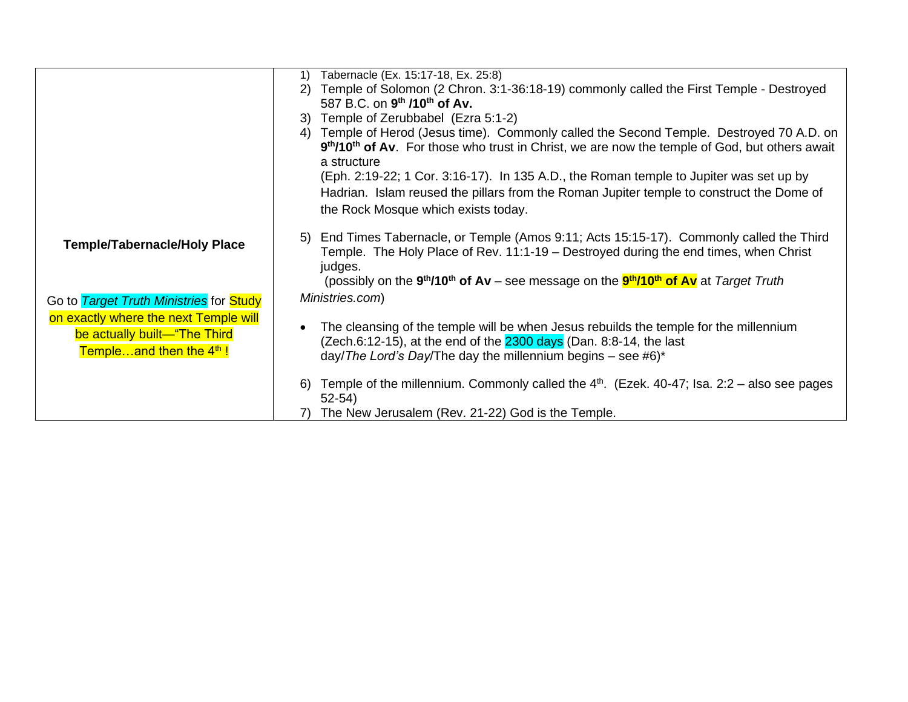| Temple/Tabernacle/Holy Place | |
|---|---|
| **Temple/Tabernacle/Holy Place**<br><br>Go to *Target Truth Ministries* for Study on exactly where the next Temple will be actually built—"The Third Temple…and then the 4th ! | 1) Tabernacle (Ex. 15:17-18, Ex. 25:8)<br>2) Temple of Solomon (2 Chron. 3:1-36:18-19) commonly called the First Temple - Destroyed 587 B.C. on **9th /10th of Av.**<br>3) Temple of Zerubbabel (Ezra 5:1-2)<br>4) Temple of Herod (Jesus time). Commonly called the Second Temple. Destroyed 70 A.D. on **9th/10th of Av**. For those who trust in Christ, we are now the temple of God, but others await a structure (Eph. 2:19-22; 1 Cor. 3:16-17). In 135 A.D., the Roman temple to Jupiter was set up by Hadrian. Islam reused the pillars from the Roman Jupiter temple to construct the Dome of the Rock Mosque which exists today.<br><br>5) End Times Tabernacle, or Temple (Amos 9:11; Acts 15:15-17). Commonly called the Third Temple. The Holy Place of Rev. 11:1-19 – Destroyed during the end times, when Christ judges. (possibly on the **9th/10th of Av** – see message on the **9th/10th of Av** at *Target Truth Ministries.com*)<br><br>• The cleansing of the temple will be when Jesus rebuilds the temple for the millennium (Zech.6:12-15), at the end of the 2300 days (Dan. 8:8-14, the last day/*The Lord's Day*/The day the millennium begins – see #6)*<br><br>6) Temple of the millennium. Commonly called the 4th. (Ezek. 40-47; Isa. 2:2 – also see pages 52-54)<br>7) The New Jerusalem (Rev. 21-22) God is the Temple. |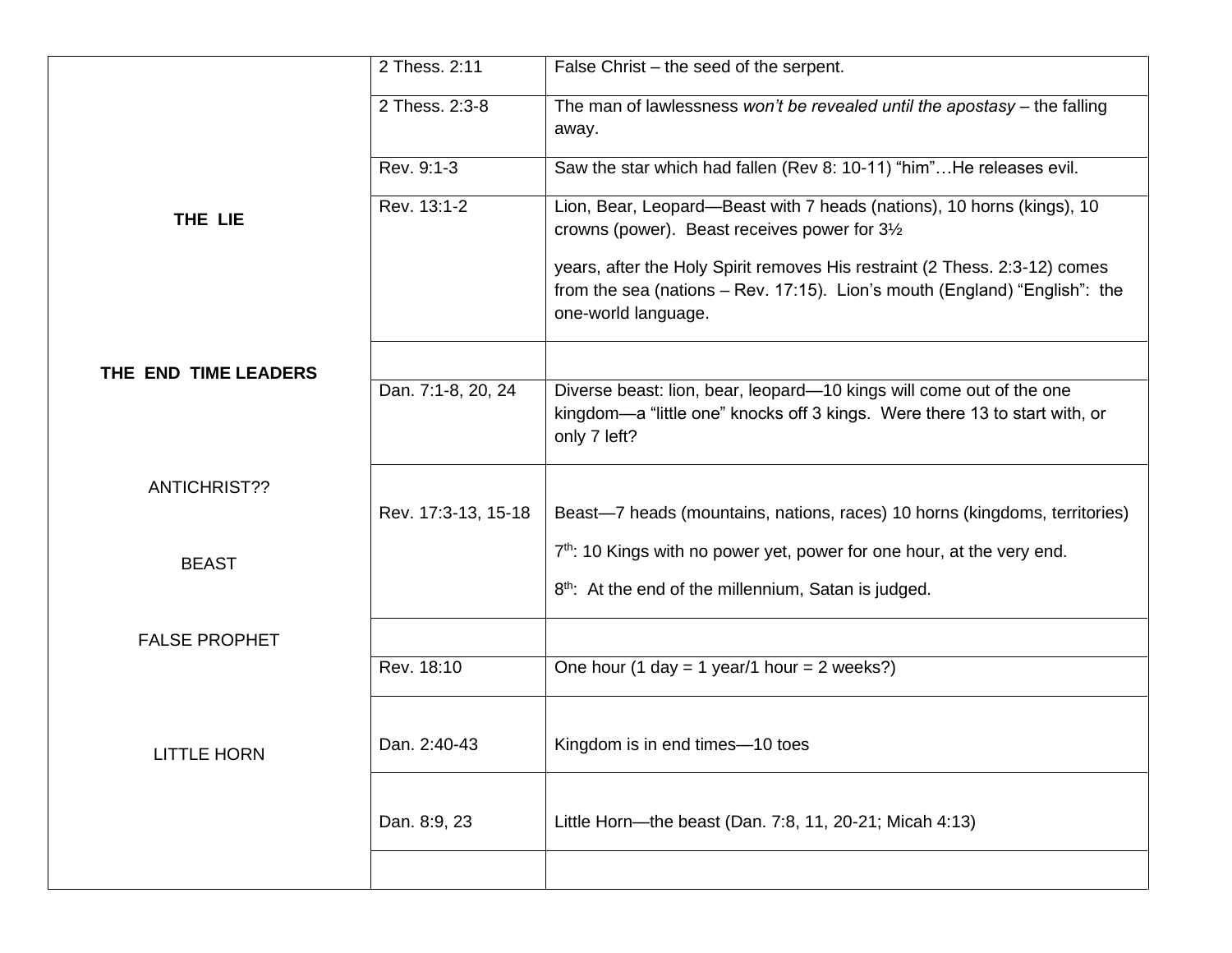| | | |
|---|---|---|
| THE LIE | 2 Thess. 2:11 | False Christ – the seed of the serpent. |
| | 2 Thess. 2:3-8 | The man of lawlessness *won't be revealed until the apostasy* – the falling away. |
| | Rev. 9:1-3 | Saw the star which had fallen (Rev 8: 10-11) "him"…He releases evil. |
| | Rev. 13:1-2 | Lion, Bear, Leopard—Beast with 7 heads (nations), 10 horns (kings), 10 crowns (power). Beast receives power for 3½ years, after the Holy Spirit removes His restraint (2 Thess. 2:3-12) comes from the sea (nations – Rev. 17:15). Lion's mouth (England) "English": the one-world language. |
| THE END TIME LEADERS | | |
| | Dan. 7:1-8, 20, 24 | Diverse beast: lion, bear, leopard—10 kings will come out of the one kingdom—a "little one" knocks off 3 kings. Were there 13 to start with, or only 7 left? |
| ANTICHRIST?? BEAST | Rev. 17:3-13, 15-18 | Beast—7 heads (mountains, nations, races) 10 horns (kingdoms, territories) 7th: 10 Kings with no power yet, power for one hour, at the very end. 8th: At the end of the millennium, Satan is judged. |
| FALSE PROPHET | | |
| | Rev. 18:10 | One hour (1 day = 1 year/1 hour = 2 weeks?) |
| LITTLE HORN | Dan. 2:40-43 | Kingdom is in end times—10 toes |
| | Dan. 8:9, 23 | Little Horn—the beast (Dan. 7:8, 11, 20-21; Micah 4:13) |
| | | |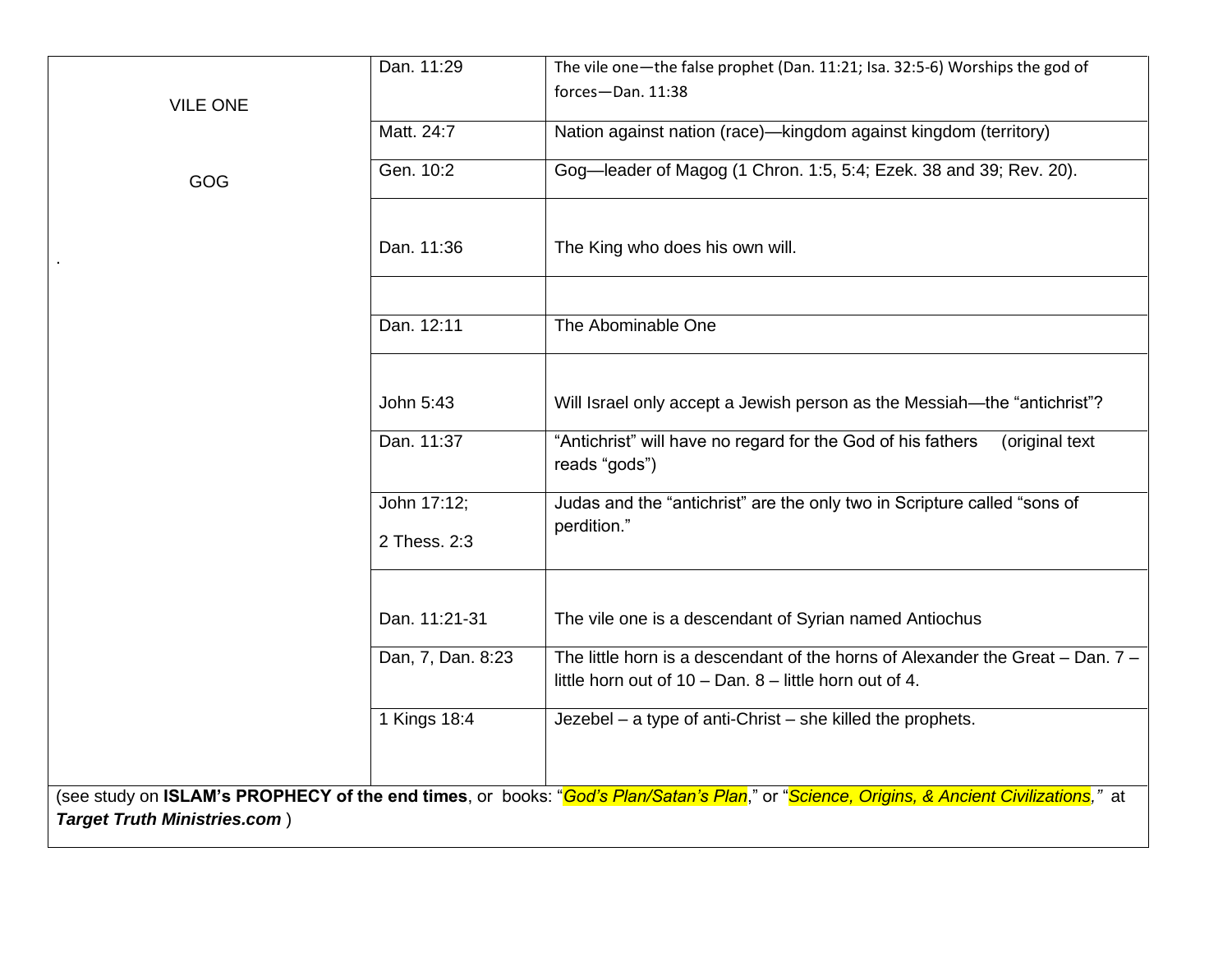| | | |
|---|---|---|
| VILE ONE | Dan. 11:29 | The vile one—the false prophet (Dan. 11:21; Isa. 32:5-6) Worships the god of forces—Dan. 11:38 |
| | Matt. 24:7 | Nation against nation (race)—kingdom against kingdom (territory) |
| GOG | Gen. 10:2 | Gog—leader of Magog (1 Chron. 1:5, 5:4; Ezek. 38 and 39; Rev. 20). |
| . | Dan. 11:36 | The King who does his own will. |
| | | |
| | Dan. 12:11 | The Abominable One |
| | John 5:43 | Will Israel only accept a Jewish person as the Messiah—the "antichrist"? |
| | Dan. 11:37 | "Antichrist" will have no regard for the God of his fathers (original text reads "gods") |
| | John 17:12; 2 Thess. 2:3 | Judas and the "antichrist" are the only two in Scripture called "sons of perdition." |
| | Dan. 11:21-31 | The vile one is a descendant of Syrian named Antiochus |
| | Dan, 7, Dan. 8:23 | The little horn is a descendant of the horns of Alexander the Great – Dan. 7 – little horn out of 10 – Dan. 8 – little horn out of 4. |
| | 1 Kings 18:4 | Jezebel – a type of anti-Christ – she killed the prophets. |

(see study on **ISLAM's PROPHECY of the end times**, or books: "*God's Plan/Satan's Plan*," or "*Science, Origins, & Ancient Civilizations*," at ***Target Truth Ministries.com*** )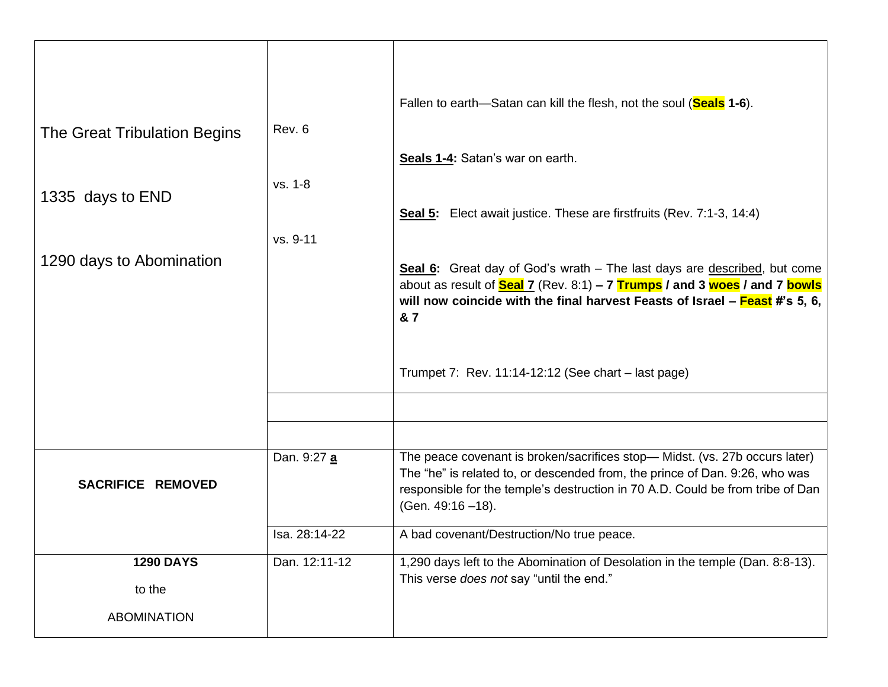| | | |
|---|---|---|
| The Great Tribulation Begins<br><br>1335 days to END<br><br>1290 days to Abomination | Rev. 6<br><br>vs. 1-8<br><br>vs. 9-11 | Fallen to earth—Satan can kill the flesh, not the soul (**Seals 1-6**).<br><br>**Seals 1-4:** Satan's war on earth.<br><br>**Seal 5:** Elect await justice. These are firstfruits (Rev. 7:1-3, 14:4)<br><br>**Seal 6:** Great day of God's wrath – The last days are described, but come about as result of **Seal 7** (Rev. 8:1) **– 7 Trumps / and 3 woes / and 7 bowls will now coincide with the final harvest Feasts of Israel – Feast #'s 5, 6, & 7**<br><br>Trumpet 7: Rev. 11:14-12:12 (See chart – last page) |
| | | |
| | | |
| **SACRIFICE REMOVED** | Dan. 9:27 **a** | The peace covenant is broken/sacrifices stop— Midst. (vs. 27b occurs later) The "he" is related to, or descended from, the prince of Dan. 9:26, who was responsible for the temple's destruction in 70 A.D. Could be from tribe of Dan (Gen. 49:16 –18). |
| | Isa. 28:14-22 | A bad covenant/Destruction/No true peace. |
| **1290 DAYS**<br><br>to the<br><br>ABOMINATION | Dan. 12:11-12 | 1,290 days left to the Abomination of Desolation in the temple (Dan. 8:8-13). This verse *does not* say "until the end." |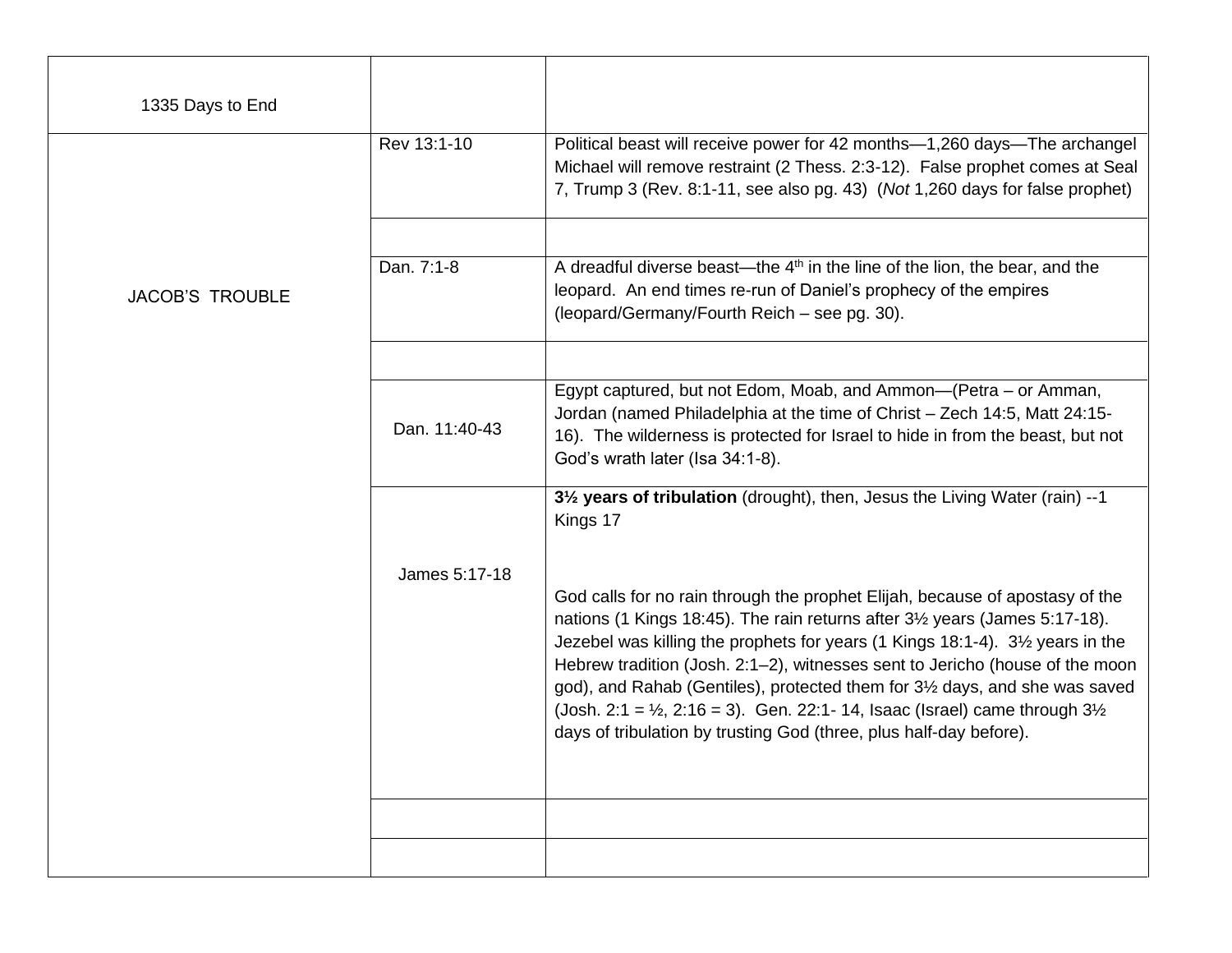| 1335 Days to End | | |
|---|---|---|
| JACOB'S TROUBLE | Rev 13:1-10 | Political beast will receive power for 42 months—1,260 days—The archangel Michael will remove restraint (2 Thess. 2:3-12). False prophet comes at Seal 7, Trump 3 (Rev. 8:1-11, see also pg. 43) (*Not* 1,260 days for false prophet) |
| | | |
| | Dan. 7:1-8 | A dreadful diverse beast—the 4th in the line of the lion, the bear, and the leopard. An end times re-run of Daniel's prophecy of the empires (leopard/Germany/Fourth Reich – see pg. 30). |
| | | |
| | Dan. 11:40-43 | Egypt captured, but not Edom, Moab, and Ammon—(Petra – or Amman, Jordan (named Philadelphia at the time of Christ – Zech 14:5, Matt 24:15-16). The wilderness is protected for Israel to hide in from the beast, but not God's wrath later (Isa 34:1-8). |
| | James 5:17-18 | **3½ years of tribulation** (drought), then, Jesus the Living Water (rain) --1 Kings 17<br><br>God calls for no rain through the prophet Elijah, because of apostasy of the nations (1 Kings 18:45). The rain returns after 3½ years (James 5:17-18). Jezebel was killing the prophets for years (1 Kings 18:1-4). 3½ years in the Hebrew tradition (Josh. 2:1–2), witnesses sent to Jericho (house of the moon god), and Rahab (Gentiles), protected them for 3½ days, and she was saved (Josh. 2:1 = ½, 2:16 = 3). Gen. 22:1- 14, Isaac (Israel) came through 3½ days of tribulation by trusting God (three, plus half-day before). |
| | | |
| | | |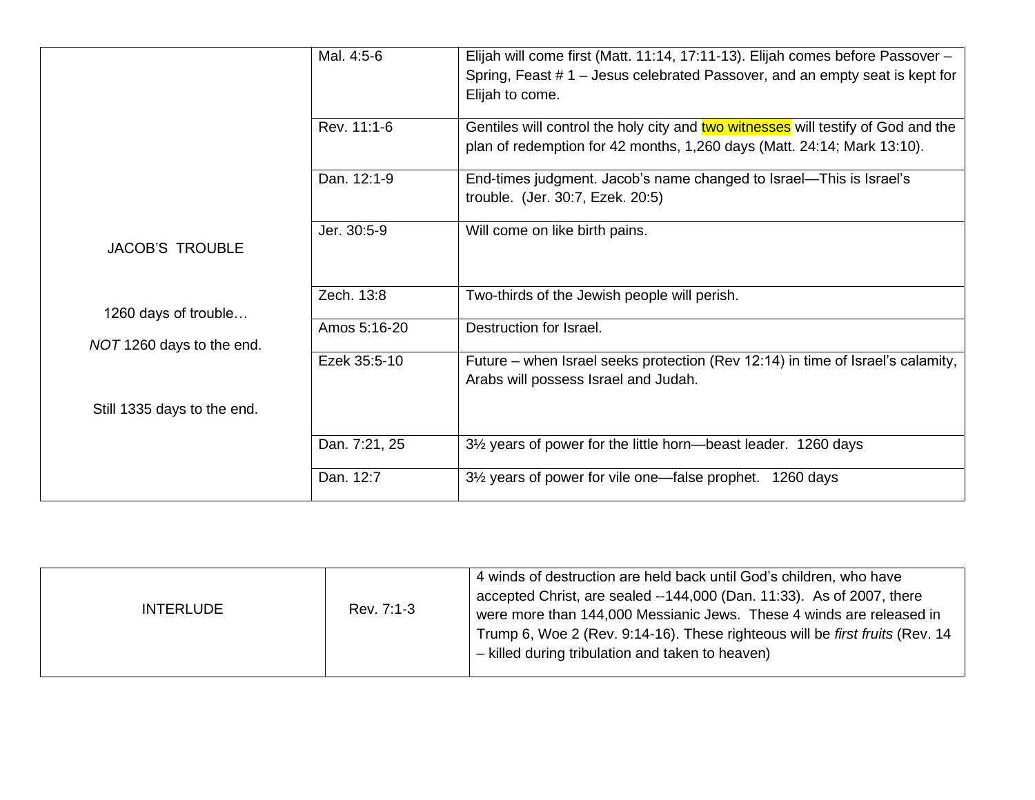| | | |
|---|---|---|
| JACOB'S TROUBLE<br><br>1260 days of trouble…<br><br>*NOT* 1260 days to the end.<br><br>Still 1335 days to the end. | Mal. 4:5-6 | Elijah will come first (Matt. 11:14, 17:11-13). Elijah comes before Passover – Spring, Feast # 1 – Jesus celebrated Passover, and an empty seat is kept for Elijah to come. |
| | Rev. 11:1-6 | Gentiles will control the holy city and two witnesses will testify of God and the plan of redemption for 42 months, 1,260 days (Matt. 24:14; Mark 13:10). |
| | Dan. 12:1-9 | End-times judgment. Jacob's name changed to Israel—This is Israel's trouble. (Jer. 30:7, Ezek. 20:5) |
| | Jer. 30:5-9 | Will come on like birth pains. |
| | Zech. 13:8 | Two-thirds of the Jewish people will perish. |
| | Amos 5:16-20 | Destruction for Israel. |
| | Ezek 35:5-10 | Future – when Israel seeks protection (Rev 12:14) in time of Israel's calamity, Arabs will possess Israel and Judah. |
| | Dan. 7:21, 25 | 3½ years of power for the little horn—beast leader. 1260 days |
| | Dan. 12:7 | 3½ years of power for vile one—false prophet. 1260 days |

| | | |
|---|---|---|
| INTERLUDE | Rev. 7:1-3 | 4 winds of destruction are held back until God's children, who have accepted Christ, are sealed --144,000 (Dan. 11:33). As of 2007, there were more than 144,000 Messianic Jews. These 4 winds are released in Trump 6, Woe 2 (Rev. 9:14-16). These righteous will be *first fruits* (Rev. 14 – killed during tribulation and taken to heaven) |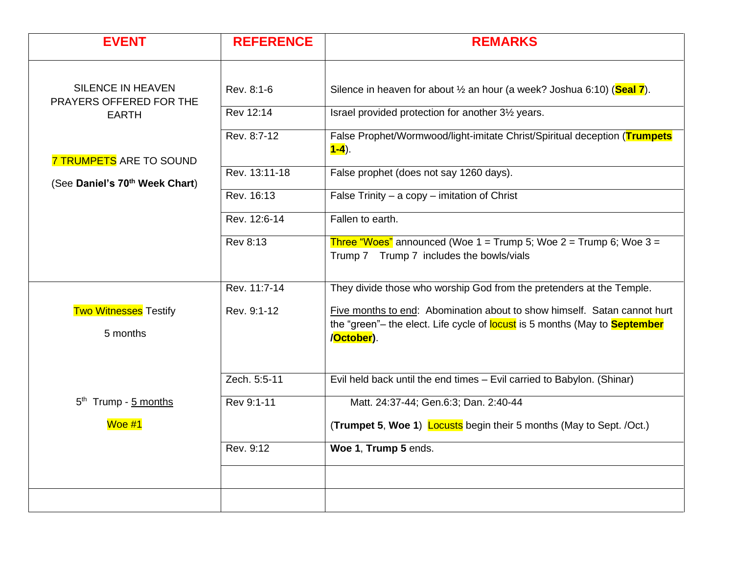| EVENT | REFERENCE | REMARKS |
|---|---|---|
| SILENCE IN HEAVEN PRAYERS OFFERED FOR THE EARTH | Rev. 8:1-6 | Silence in heaven for about ½ an hour (a week? Joshua 6:10) (**Seal 7**). |
| | Rev 12:14 | Israel provided protection for another 3½ years. |
| 7 TRUMPETS ARE TO SOUND | Rev. 8:7-12 | False Prophet/Wormwood/light-imitate Christ/Spiritual deception (**Trumpets 1-4**). |
| (See **Daniel's 70th Week Chart**) | Rev. 13:11-18 | False prophet (does not say 1260 days). |
| | Rev. 16:13 | False Trinity – a copy – imitation of Christ |
| | Rev. 12:6-14 | Fallen to earth. |
| | Rev 8:13 | Three "Woes" announced (Woe 1 = Trump 5; Woe 2 = Trump 6; Woe 3 = Trump 7 Trump 7 includes the bowls/vials |
| Two Witnesses Testify<br>5 months | Rev. 11:7-14<br>Rev. 9:1-12 | They divide those who worship God from the pretenders at the Temple.<br>Five months to end: Abomination about to show himself. Satan cannot hurt the "green"– the elect. Life cycle of locust is 5 months (May to **September /October**). |
| | Zech. 5:5-11 | Evil held back until the end times – Evil carried to Babylon. (Shinar) |
| 5th Trump - 5 months<br>Woe #1 | Rev 9:1-11 | Matt. 24:37-44; Gen.6:3; Dan. 2:40-44<br>(**Trumpet 5**, **Woe 1**) Locusts begin their 5 months (May to Sept. /Oct.) |
| | Rev. 9:12 | **Woe 1**, **Trump 5** ends. |
| | | |
| | | |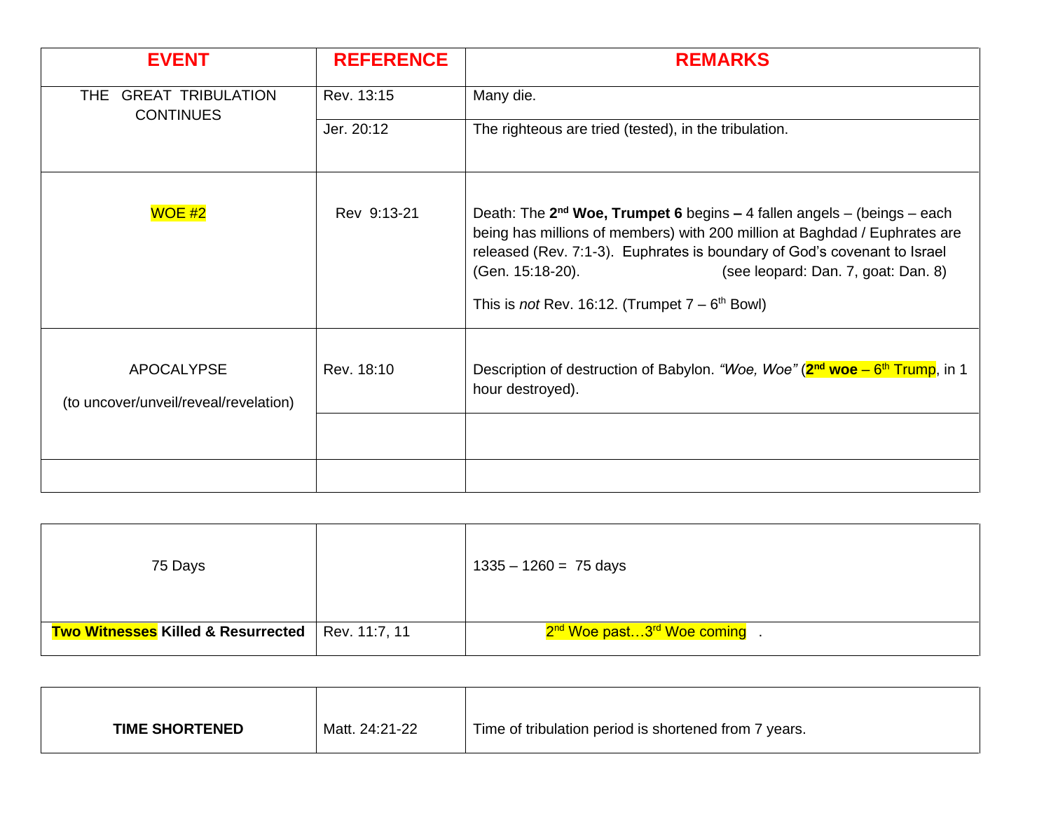| **EVENT** | **REFERENCE** | **REMARKS** |
|---|---|---|
| THE GREAT TRIBULATION CONTINUES | Rev. 13:15 | Many die. |
| | Jer. 20:12 | The righteous are tried (tested), in the tribulation. |
| WOE #2 | Rev 9:13-21 | Death: The **2nd Woe, Trumpet 6** begins **–** 4 fallen angels – (beings – each being has millions of members) with 200 million at Baghdad / Euphrates are released (Rev. 7:1-3). Euphrates is boundary of God's covenant to Israel (Gen. 15:18-20). (see leopard: Dan. 7, goat: Dan. 8)<br><br>This is *not* Rev. 16:12. (Trumpet 7 – 6th Bowl) |
| APOCALYPSE<br><br>(to uncover/unveil/reveal/revelation) | Rev. 18:10 | Description of destruction of Babylon. *"Woe, Woe"* (**2nd woe** – 6th Trump, in 1 hour destroyed). |
| | | |
| | | |

| | | |
|---|---|---|
| 75 Days | | 1335 – 1260 = 75 days |
| **Two Witnesses Killed & Resurrected** | Rev. 11:7, 11 | 2nd Woe past…3rd Woe coming . |

| | | |
|---|---|---|
| **TIME SHORTENED** | Matt. 24:21-22 | Time of tribulation period is shortened from 7 years. |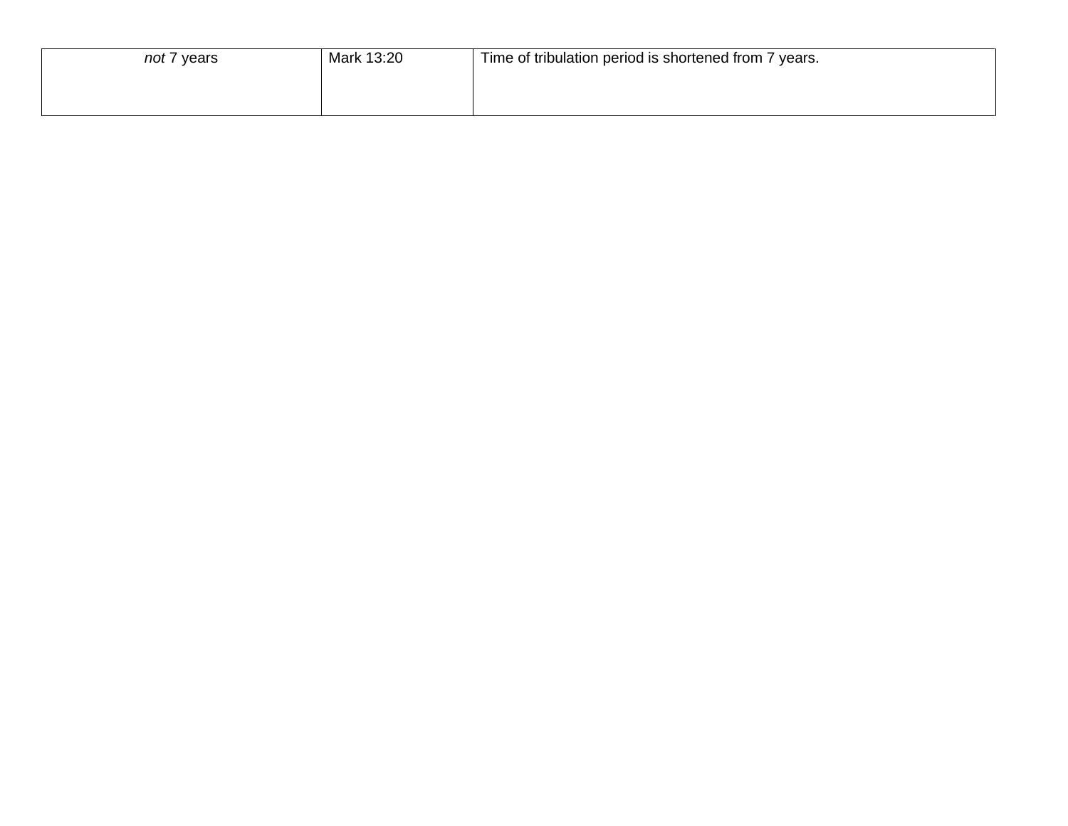| *not* 7 years | Mark 13:20 | Time of tribulation period is shortened from 7 years. |
|---|---|---|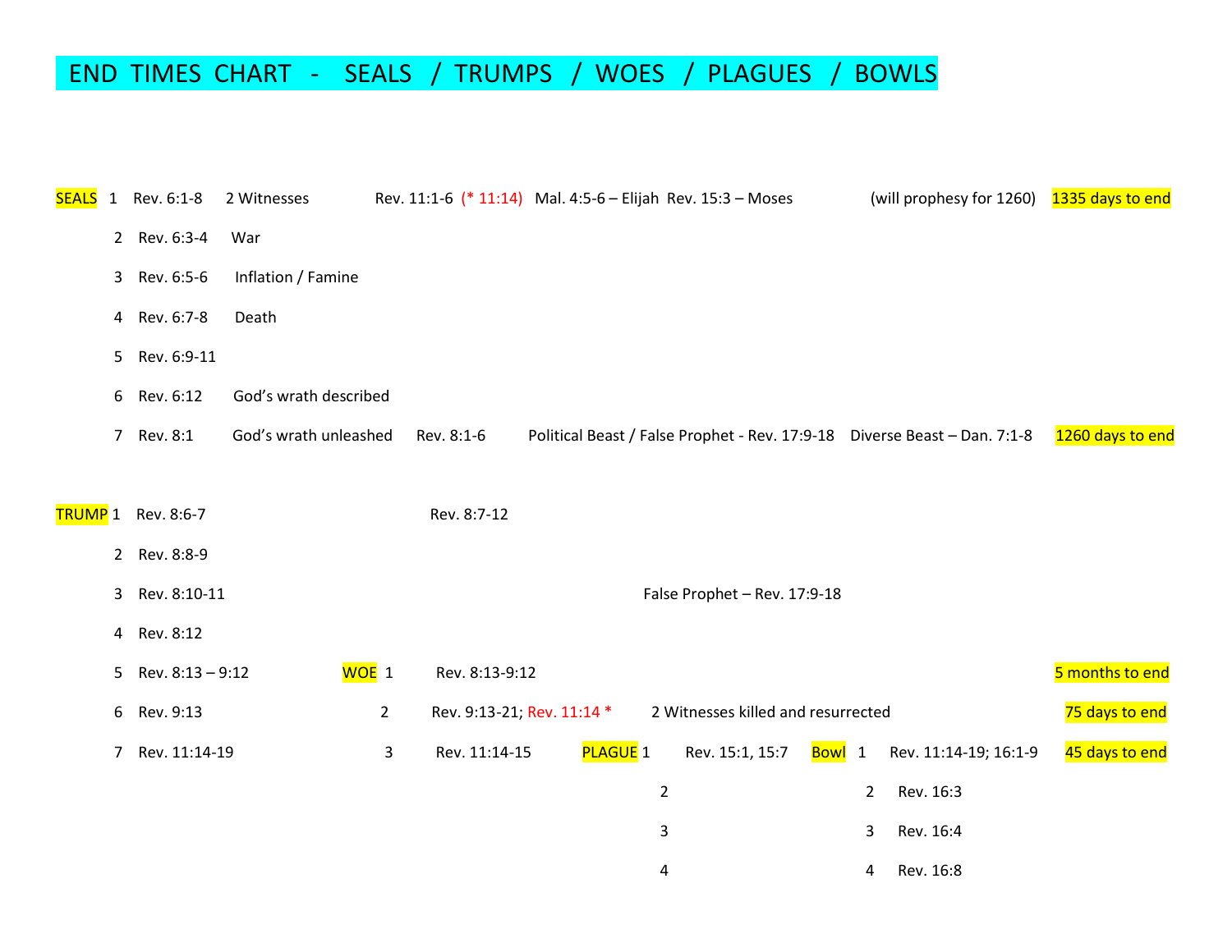# END TIMES CHART - SEALS / TRUMPS / WOES / PLAGUES / BOWLS

| | | | | | | | | | |
|---|---|---|---|---|---|---|---|---|---|
| SEALS 1 | Rev. 6:1-8 | 2 Witnesses | Rev. 11:1-6 (* 11:14) | Mal. 4:5-6 – Elijah Rev. 15:3 – Moses | | | | (will prophesy for 1260) | 1335 days to end |
| 2 | Rev. 6:3-4 | War | | | | | | | |
| 3 | Rev. 6:5-6 | Inflation / Famine | | | | | | | |
| 4 | Rev. 6:7-8 | Death | | | | | | | |
| 5 | Rev. 6:9-11 | | | | | | | | |
| 6 | Rev. 6:12 | God's wrath described | | | | | | | |
| 7 | Rev. 8:1 | God's wrath unleashed | Rev. 8:1-6 | Political Beast / False Prophet - Rev. 17:9-18 | | | | Diverse Beast – Dan. 7:1-8 | 1260 days to end |
| TRUMP 1 | Rev. 8:6-7 | | Rev. 8:7-12 | | | | | | |
| 2 | Rev. 8:8-9 | | | | | | | | |
| 3 | Rev. 8:10-11 | | | False Prophet – Rev. 17:9-18 | | | | | |
| 4 | Rev. 8:12 | | | | | | | | |
| 5 | Rev. 8:13 – 9:12 | WOE 1 | Rev. 8:13-9:12 | | | | | | 5 months to end |
| 6 | Rev. 9:13 | 2 | Rev. 9:13-21; Rev. 11:14 * | 2 Witnesses killed and resurrected | | | | | 75 days to end |
| 7 | Rev. 11:14-19 | 3 | Rev. 11:14-15 | PLAGUE 1 | Rev. 15:1, 15:7 | Bowl 1 | Rev. 11:14-19; 16:1-9 | | 45 days to end |
| | | | | 2 | | 2 | Rev. 16:3 | | |
| | | | | 3 | | 3 | Rev. 16:4 | | |
| | | | | 4 | | 4 | Rev. 16:8 | | |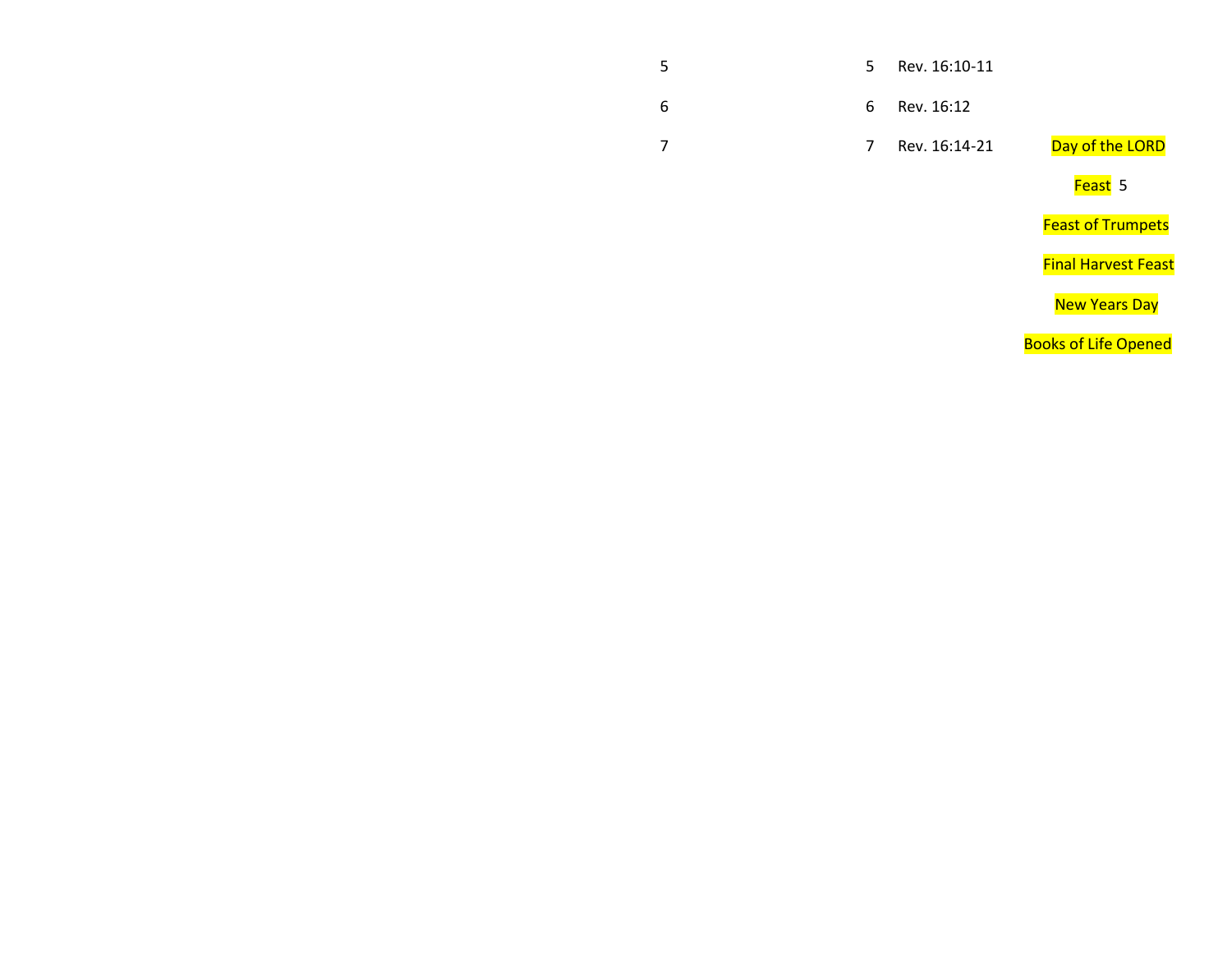| | | | |
|---|---|---|---|
| 5 | 5 | Rev. 16:10-11 | |
| 6 | 6 | Rev. 16:12 | |
| 7 | 7 | Rev. 16:14-21 | Day of the LORD |
| | | | Feast 5 |
| | | | Feast of Trumpets |
| | | | Final Harvest Feast |
| | | | New Years Day |
| | | | Books of Life Opened |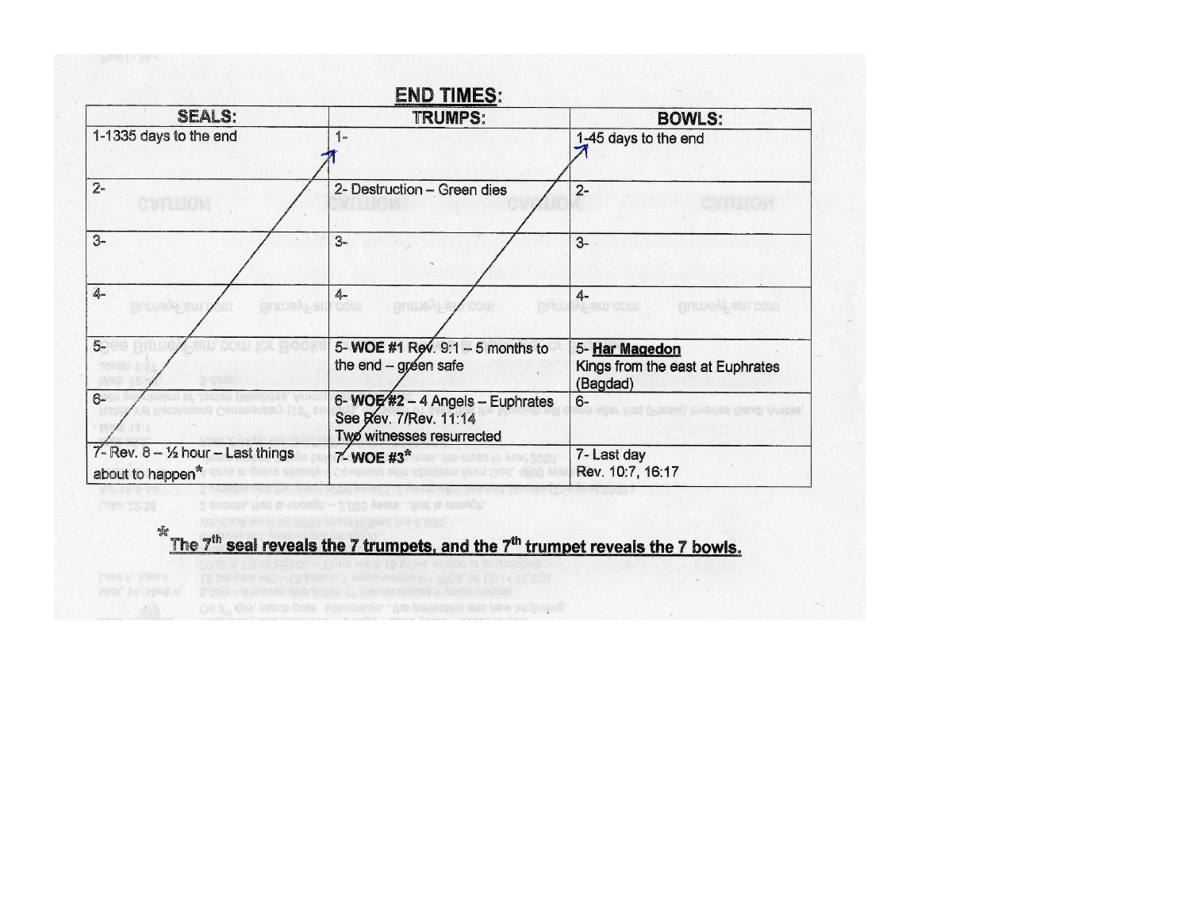# END TIMES:

| SEALS: | TRUMPS: | BOWLS: |
| --- | --- | --- |
| 1-1335 days to the end | 1- | 1-45 days to the end |
| 2- | 2- Destruction – Green dies | 2- |
| 3- | 3- | 3- |
| 4- | 4- | 4- |
| 5- | 5- **WOE #1** Rev. 9:1 – 5 months to the end – green safe | 5- **Har Magedon** Kings from the east at Euphrates (Bagdad) |
| 6- | 6- **WOE #2** – 4 Angels – Euphrates See Rev. 7/Rev. 11:14 Two witnesses resurrected | 6- |
| 7- Rev. 8 – ½ hour – Last things about to happen* | 7- **WOE #3*** | 7- Last day Rev. 10:7, 16:17 |

***The 7th seal reveals the 7 trumpets, and the 7th trumpet reveals the 7 bowls.**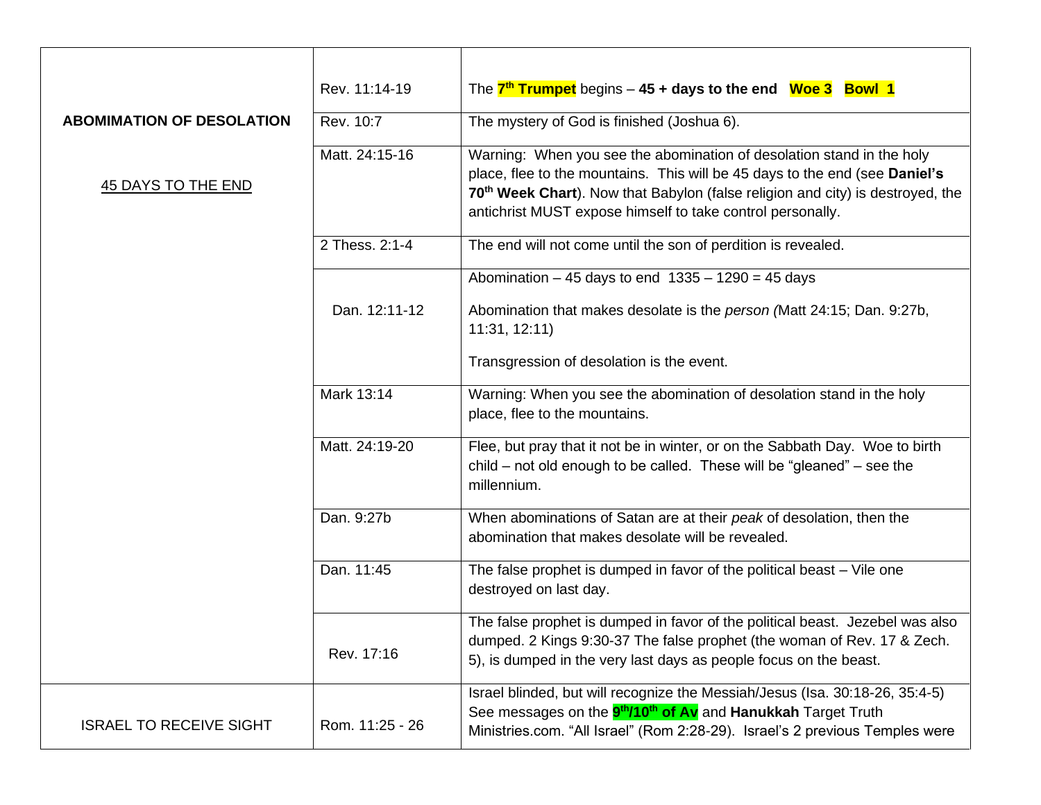| | | |
|---|---|---|
| **ABOMIMATION OF DESOLATION**<br><br><u>45 DAYS TO THE END</u> | Rev. 11:14-19 | The **7th Trumpet** begins – **45 + days to the end  Woe 3  Bowl 1** |
| | Rev. 10:7 | The mystery of God is finished (Joshua 6). |
| | Matt. 24:15-16 | Warning: When you see the abomination of desolation stand in the holy place, flee to the mountains. This will be 45 days to the end (see **Daniel's 70th Week Chart**). Now that Babylon (false religion and city) is destroyed, the antichrist MUST expose himself to take control personally. |
| | 2 Thess. 2:1-4 | The end will not come until the son of perdition is revealed. |
| | Dan. 12:11-12 | Abomination – 45 days to end  1335 – 1290 = 45 days<br><br>Abomination that makes desolate is the *person (*Matt 24:15; Dan. 9:27b, 11:31, 12:11)<br><br>Transgression of desolation is the event. |
| | Mark 13:14 | Warning: When you see the abomination of desolation stand in the holy place, flee to the mountains. |
| | Matt. 24:19-20 | Flee, but pray that it not be in winter, or on the Sabbath Day. Woe to birth child – not old enough to be called. These will be "gleaned" – see the millennium. |
| | Dan. 9:27b | When abominations of Satan are at their *peak* of desolation, then the abomination that makes desolate will be revealed. |
| | Dan. 11:45 | The false prophet is dumped in favor of the political beast – Vile one destroyed on last day. |
| | Rev. 17:16 | The false prophet is dumped in favor of the political beast. Jezebel was also dumped. 2 Kings 9:30-37 The false prophet (the woman of Rev. 17 & Zech. 5), is dumped in the very last days as people focus on the beast. |
| ISRAEL TO RECEIVE SIGHT | Rom. 11:25 - 26 | Israel blinded, but will recognize the Messiah/Jesus (Isa. 30:18-26, 35:4-5) See messages on the **9th/10th of Av** and **Hanukkah** Target Truth Ministries.com. "All Israel" (Rom 2:28-29). Israel's 2 previous Temples were |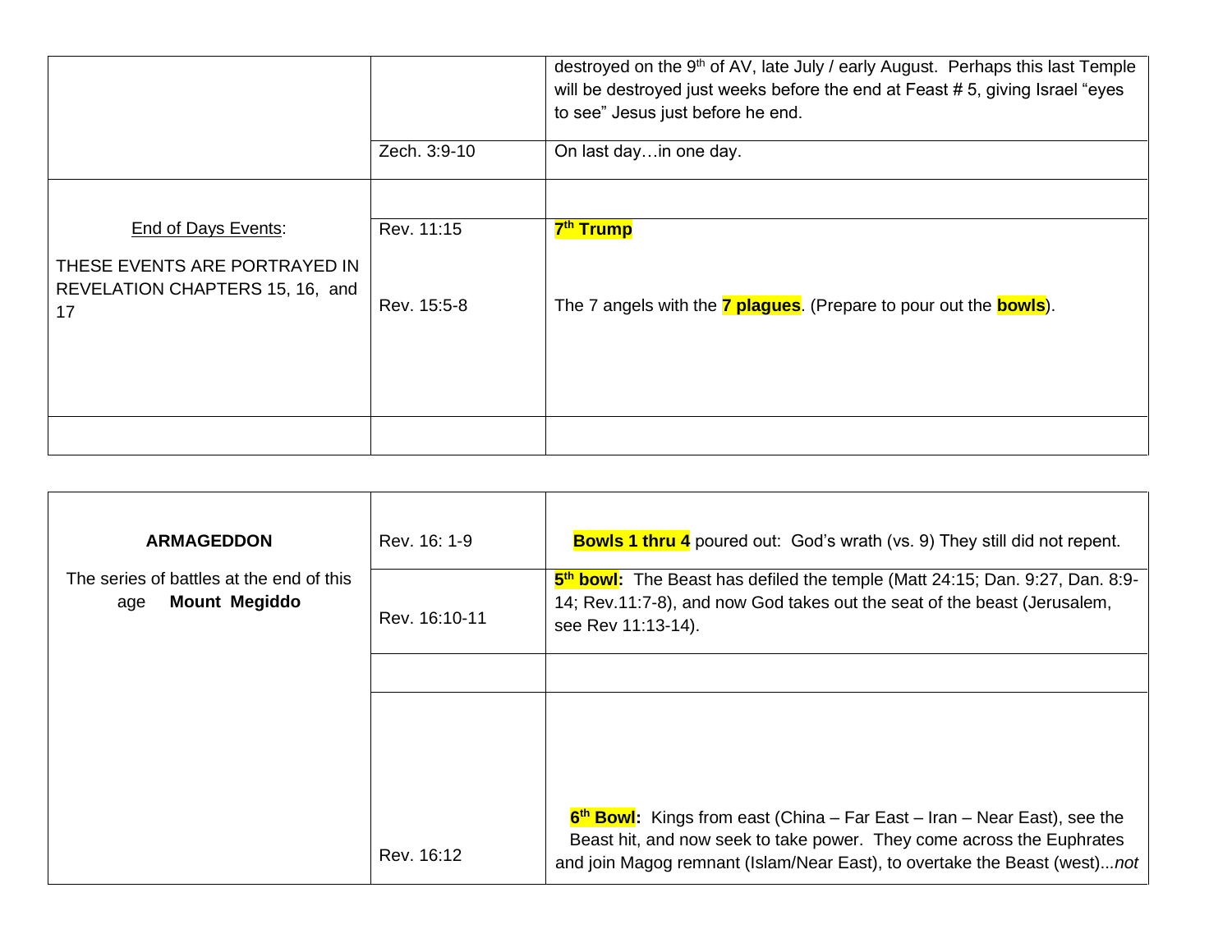| | | |
|---|---|---|
| | | destroyed on the 9th of AV, late July / early August. Perhaps this last Temple will be destroyed just weeks before the end at Feast # 5, giving Israel "eyes to see" Jesus just before he end. |
| | Zech. 3:9-10 | On last day…in one day. |
| | | |
| End of Days Events:<br><br>THESE EVENTS ARE PORTRAYED IN REVELATION CHAPTERS 15, 16, and 17 | Rev. 11:15<br><br>Rev. 15:5-8 | **7th Trump**<br><br>The 7 angels with the **7 plagues**. (Prepare to pour out the **bowls**). |
| | | |

| | | |
|---|---|---|
| **ARMAGEDDON**<br><br>The series of battles at the end of this age **Mount Megiddo** | Rev. 16: 1-9 | **Bowls 1 thru 4** poured out: God's wrath (vs. 9) They still did not repent. |
| | Rev. 16:10-11 | **5th bowl:** The Beast has defiled the temple (Matt 24:15; Dan. 9:27, Dan. 8:9-14; Rev.11:7-8), and now God takes out the seat of the beast (Jerusalem, see Rev 11:13-14). |
| | | |
| | Rev. 16:12 | **6th Bowl:** Kings from east (China – Far East – Iran – Near East), see the Beast hit, and now seek to take power. They come across the Euphrates and join Magog remnant (Islam/Near East), to overtake the Beast (west)...*not* |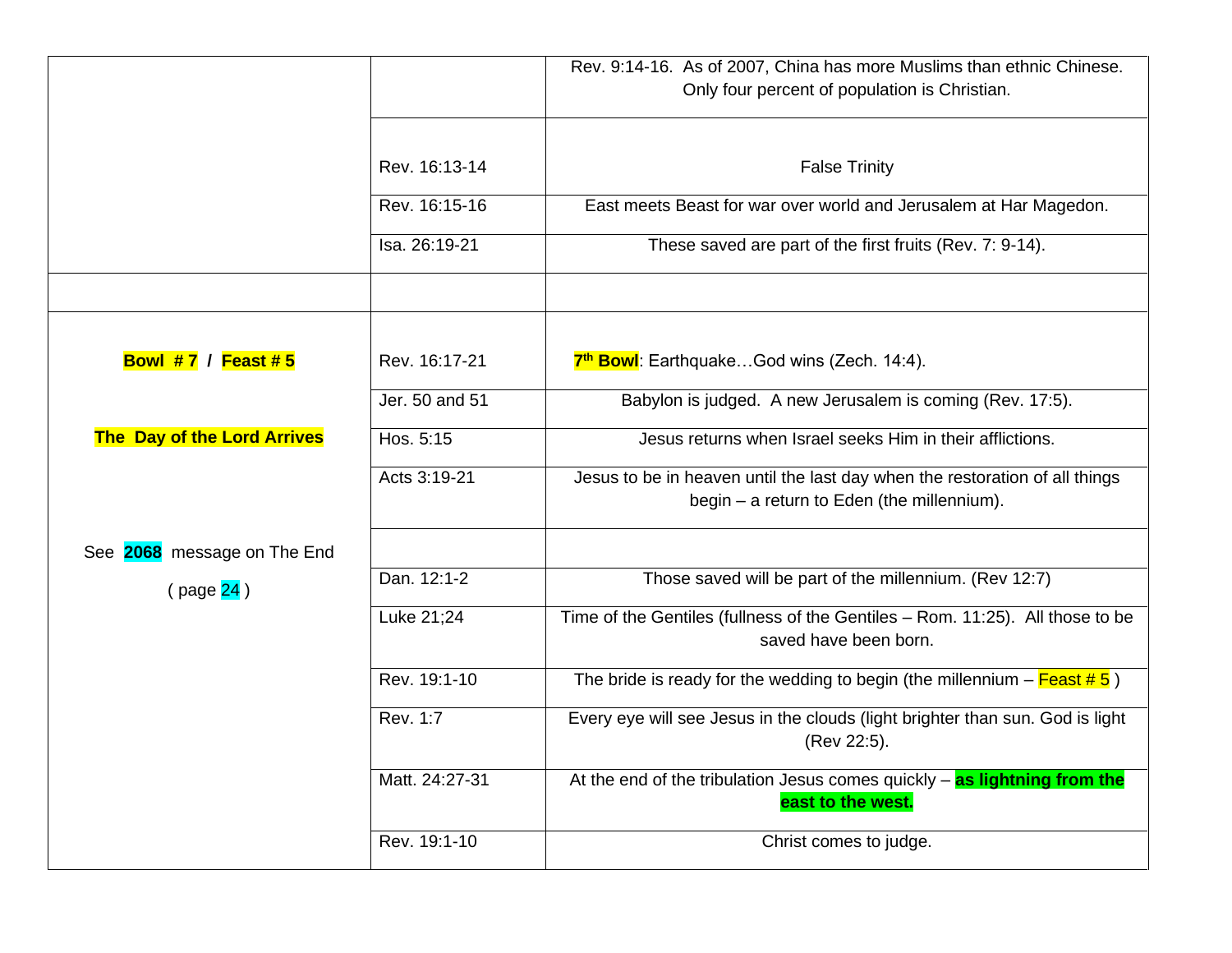| | | |
|---|---|---|
| | | Rev. 9:14-16. As of 2007, China has more Muslims than ethnic Chinese. Only four percent of population is Christian. |
| | Rev. 16:13-14 | False Trinity |
| | Rev. 16:15-16 | East meets Beast for war over world and Jerusalem at Har Magedon. |
| | Isa. 26:19-21 | These saved are part of the first fruits (Rev. 7: 9-14). |
| | | |
| **Bowl # 7 / Feast # 5** | Rev. 16:17-21 | **7th Bowl**: Earthquake…God wins (Zech. 14:4). |
| | Jer. 50 and 51 | Babylon is judged. A new Jerusalem is coming (Rev. 17:5). |
| **The Day of the Lord Arrives** | Hos. 5:15 | Jesus returns when Israel seeks Him in their afflictions. |
| | Acts 3:19-21 | Jesus to be in heaven until the last day when the restoration of all things begin – a return to Eden (the millennium). |
| See **2068** message on The End | | |
| ( page 24 ) | Dan. 12:1-2 | Those saved will be part of the millennium. (Rev 12:7) |
| | Luke 21;24 | Time of the Gentiles (fullness of the Gentiles – Rom. 11:25). All those to be saved have been born. |
| | Rev. 19:1-10 | The bride is ready for the wedding to begin (the millennium – Feast # 5 ) |
| | Rev. 1:7 | Every eye will see Jesus in the clouds (light brighter than sun. God is light (Rev 22:5). |
| | Matt. 24:27-31 | At the end of the tribulation Jesus comes quickly – **as lightning from the east to the west.** |
| | Rev. 19:1-10 | Christ comes to judge. |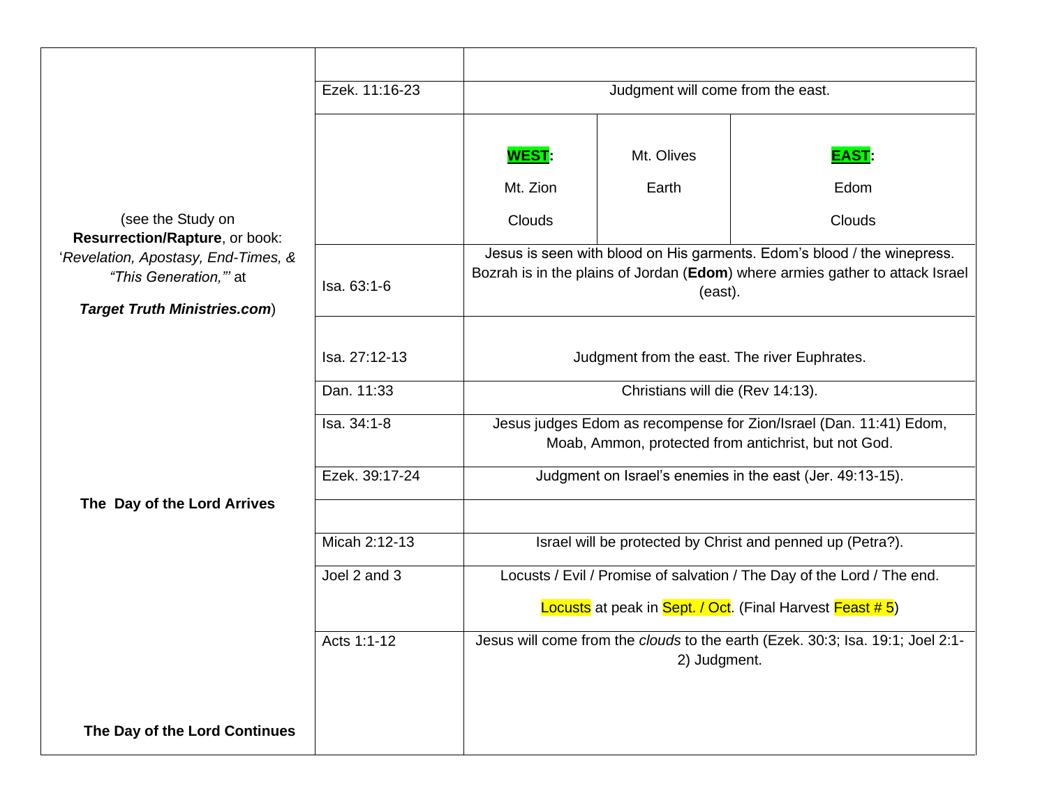| | | | | |
|---|---|---|---|---|
| (see the Study on **Resurrection/Rapture**, or book: '*Revelation, Apostasy, End-Times, & "This Generation,"*' at ***Target Truth Ministries.com***) | | | | |
| | Ezek. 11:16-23 | Judgment will come from the east. | | |
| | | **WEST:**<br>Mt. Zion<br>Clouds | Mt. Olives<br>Earth | **EAST:**<br>Edom<br>Clouds |
| | Isa. 63:1-6 | Jesus is seen with blood on His garments. Edom's blood / the winepress. Bozrah is in the plains of Jordan (**Edom**) where armies gather to attack Israel (east). | | |
| | Isa. 27:12-13 | Judgment from the east. The river Euphrates. | | |
| | Dan. 11:33 | Christians will die (Rev 14:13). | | |
| | Isa. 34:1-8 | Jesus judges Edom as recompense for Zion/Israel (Dan. 11:41) Edom, Moab, Ammon, protected from antichrist, but not God. | | |
| **The Day of the Lord Arrives** | Ezek. 39:17-24 | Judgment on Israel's enemies in the east (Jer. 49:13-15). | | |
| | | | | |
| | Micah 2:12-13 | Israel will be protected by Christ and penned up (Petra?). | | |
| | Joel 2 and 3 | Locusts / Evil / Promise of salvation / The Day of the Lord / The end.<br>Locusts at peak in Sept. / Oct. (Final Harvest Feast # 5) | | |
| **The Day of the Lord Continues** | Acts 1:1-12 | Jesus will come from the *clouds* to the earth (Ezek. 30:3; Isa. 19:1; Joel 2:1-2) Judgment. | | |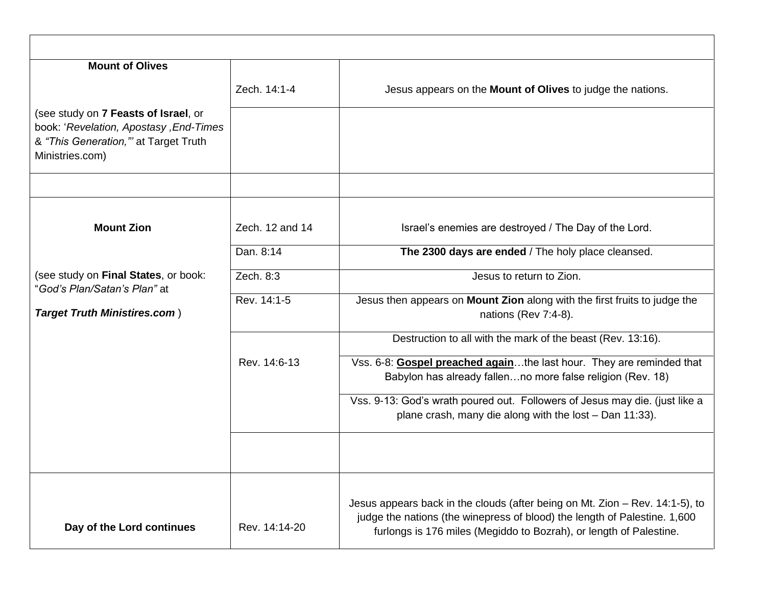| | | |
|---|---|---|
| **Mount of Olives** | Zech. 14:1-4 | Jesus appears on the **Mount of Olives** to judge the nations. |
| (see study on **7 Feasts of Israel**, or book: '*Revelation, Apostasy ,End-Times & "This Generation,"*' at Target Truth Ministries.com) | | |
| | | |
| **Mount Zion** | Zech. 12 and 14 | Israel's enemies are destroyed / The Day of the Lord. |
| | Dan. 8:14 | **The 2300 days are ended** / The holy place cleansed. |
| (see study on **Final States**, or book: "*God's Plan/Satan's Plan"* at | Zech. 8:3 | Jesus to return to Zion. |
| ***Target Truth Ministires.com*** ) | Rev. 14:1-5 | Jesus then appears on **Mount Zion** along with the first fruits to judge the nations (Rev 7:4-8). |
| | Rev. 14:6-13 | Destruction to all with the mark of the beast (Rev. 13:16). |
| | | Vss. 6-8: **Gospel preached again**…the last hour. They are reminded that Babylon has already fallen…no more false religion (Rev. 18) |
| | | Vss. 9-13: God's wrath poured out. Followers of Jesus may die. (just like a plane crash, many die along with the lost – Dan 11:33). |
| | | |
| **Day of the Lord continues** | Rev. 14:14-20 | Jesus appears back in the clouds (after being on Mt. Zion – Rev. 14:1-5), to judge the nations (the winepress of blood) the length of Palestine. 1,600 furlongs is 176 miles (Megiddo to Bozrah), or length of Palestine. |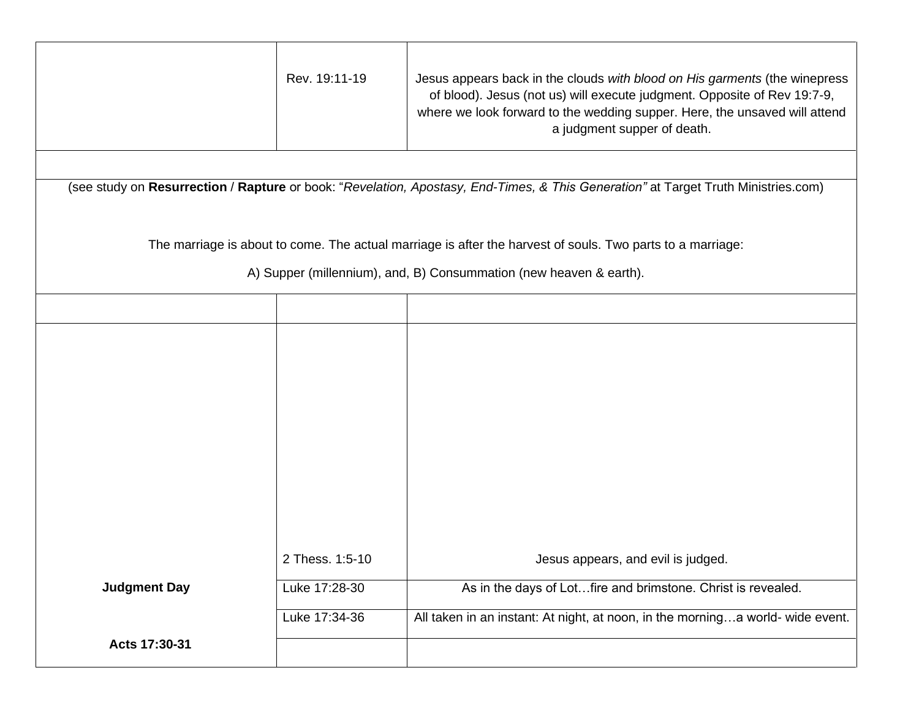| | | |
|---|---|---|
| | Rev. 19:11-19 | Jesus appears back in the clouds *with blood on His garments* (the winepress of blood). Jesus (not us) will execute judgment. Opposite of Rev 19:7-9, where we look forward to the wedding supper. Here, the unsaved will attend a judgment supper of death. |
| | | |
| (see study on **Resurrection** / **Rapture** or book: "*Revelation, Apostasy, End-Times, & This Generation"* at Target Truth Ministries.com)<br><br>The marriage is about to come. The actual marriage is after the harvest of souls. Two parts to a marriage:<br><br>A) Supper (millennium), and, B) Consummation (new heaven & earth). | | |
| | | |
| | 2 Thess. 1:5-10 | Jesus appears, and evil is judged. |
| **Judgment Day** | Luke 17:28-30 | As in the days of Lot…fire and brimstone. Christ is revealed. |
| | Luke 17:34-36 | All taken in an instant: At night, at noon, in the morning…a world- wide event. |
| **Acts 17:30-31** | | |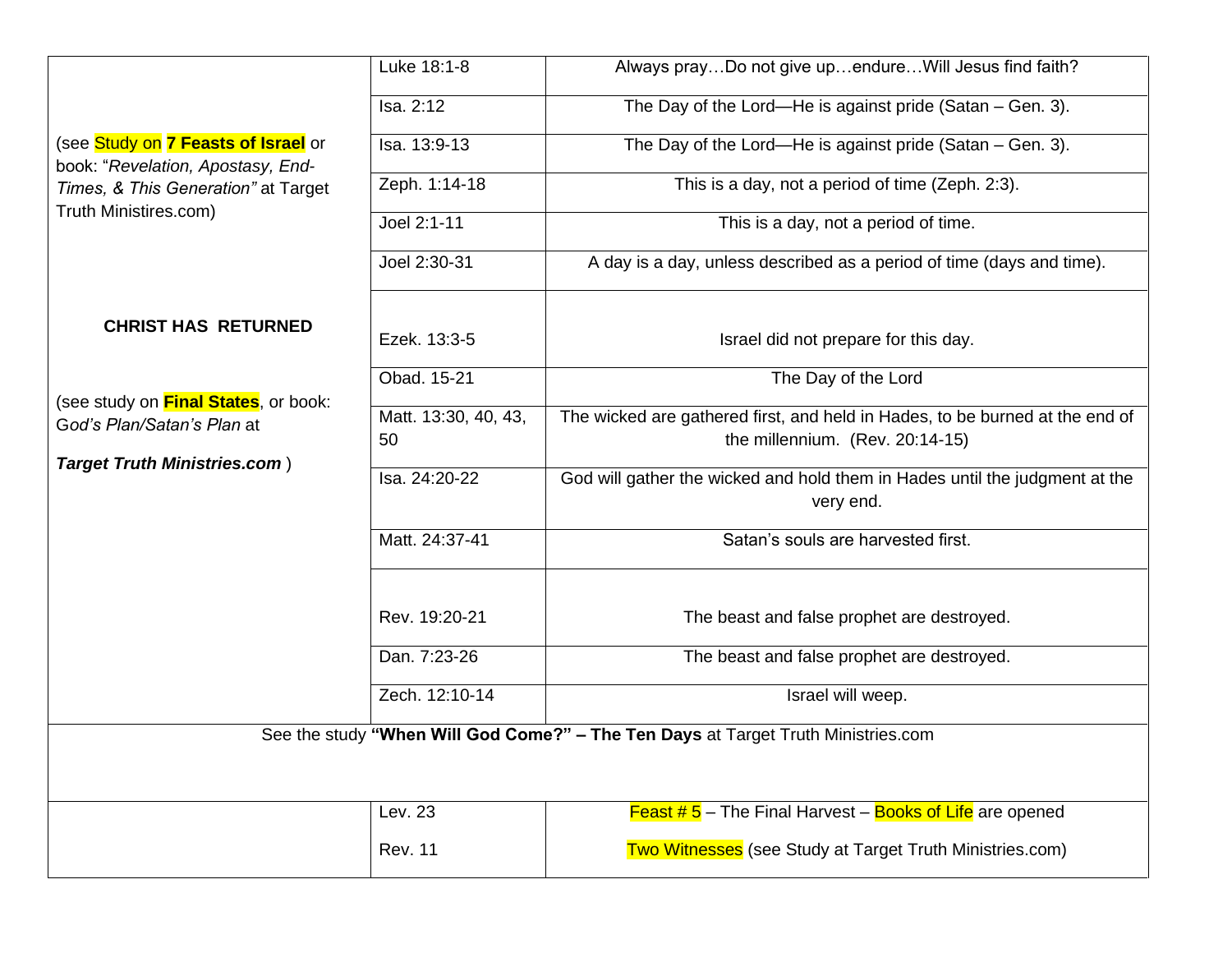| | | |
|---|---|---|
| (see Study on **7 Feasts of Israel** or book: "*Revelation, Apostasy, End-Times, & This Generation"* at Target Truth Ministires.com) | Luke 18:1-8 | Always pray…Do not give up…endure…Will Jesus find faith? |
| | Isa. 2:12 | The Day of the Lord—He is against pride (Satan – Gen. 3). |
| | Isa. 13:9-13 | The Day of the Lord—He is against pride (Satan – Gen. 3). |
| | Zeph. 1:14-18 | This is a day, not a period of time (Zeph. 2:3). |
| | Joel 2:1-11 | This is a day, not a period of time. |
| | Joel 2:30-31 | A day is a day, unless described as a period of time (days and time). |
| **CHRIST HAS RETURNED** | Ezek. 13:3-5 | Israel did not prepare for this day. |
| (see study on **Final States**, or book: G*od's Plan/Satan's Plan* at ***Target Truth Ministries.com*** ) | Obad. 15-21 | The Day of the Lord |
| | Matt. 13:30, 40, 43, 50 | The wicked are gathered first, and held in Hades, to be burned at the end of the millennium. (Rev. 20:14-15) |
| | Isa. 24:20-22 | God will gather the wicked and hold them in Hades until the judgment at the very end. |
| | Matt. 24:37-41 | Satan's souls are harvested first. |
| | Rev. 19:20-21 | The beast and false prophet are destroyed. |
| | Dan. 7:23-26 | The beast and false prophet are destroyed. |
| | Zech. 12:10-14 | Israel will weep. |
| See the study **"When Will God Come?" – The Ten Days** at Target Truth Ministries.com | | |
| | Lev. 23 | Feast # 5 – The Final Harvest – Books of Life are opened |
| | Rev. 11 | Two Witnesses (see Study at Target Truth Ministries.com) |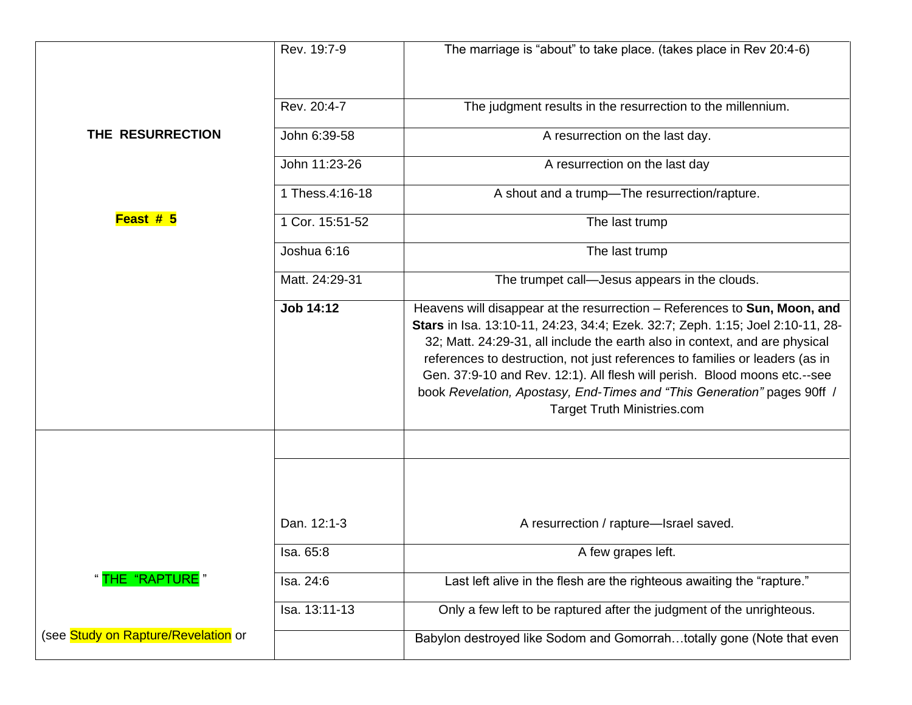| | | |
|---|---|---|
| **THE RESURRECTION**<br><br>**Feast # 5** | Rev. 19:7-9 | The marriage is "about" to take place. (takes place in Rev 20:4-6) |
| | Rev. 20:4-7 | The judgment results in the resurrection to the millennium. |
| | John 6:39-58 | A resurrection on the last day. |
| | John 11:23-26 | A resurrection on the last day |
| | 1 Thess.4:16-18 | A shout and a trump—The resurrection/rapture. |
| | 1 Cor. 15:51-52 | The last trump |
| | Joshua 6:16 | The last trump |
| | Matt. 24:29-31 | The trumpet call—Jesus appears in the clouds. |
| | **Job 14:12** | Heavens will disappear at the resurrection – References to **Sun, Moon, and Stars** in Isa. 13:10-11, 24:23, 34:4; Ezek. 32:7; Zeph. 1:15; Joel 2:10-11, 28-32; Matt. 24:29-31, all include the earth also in context, and are physical references to destruction, not just references to families or leaders (as in Gen. 37:9-10 and Rev. 12:1). All flesh will perish. Blood moons etc.--see book *Revelation, Apostasy, End-Times and "This Generation"* pages 90ff / Target Truth Ministries.com |
| " THE "RAPTURE "<br><br>(see Study on Rapture/Revelation or | | |
| | Dan. 12:1-3 | A resurrection / rapture—Israel saved. |
| | Isa. 65:8 | A few grapes left. |
| | Isa. 24:6 | Last left alive in the flesh are the righteous awaiting the "rapture." |
| | Isa. 13:11-13 | Only a few left to be raptured after the judgment of the unrighteous. |
| | | Babylon destroyed like Sodom and Gomorrah…totally gone (Note that even |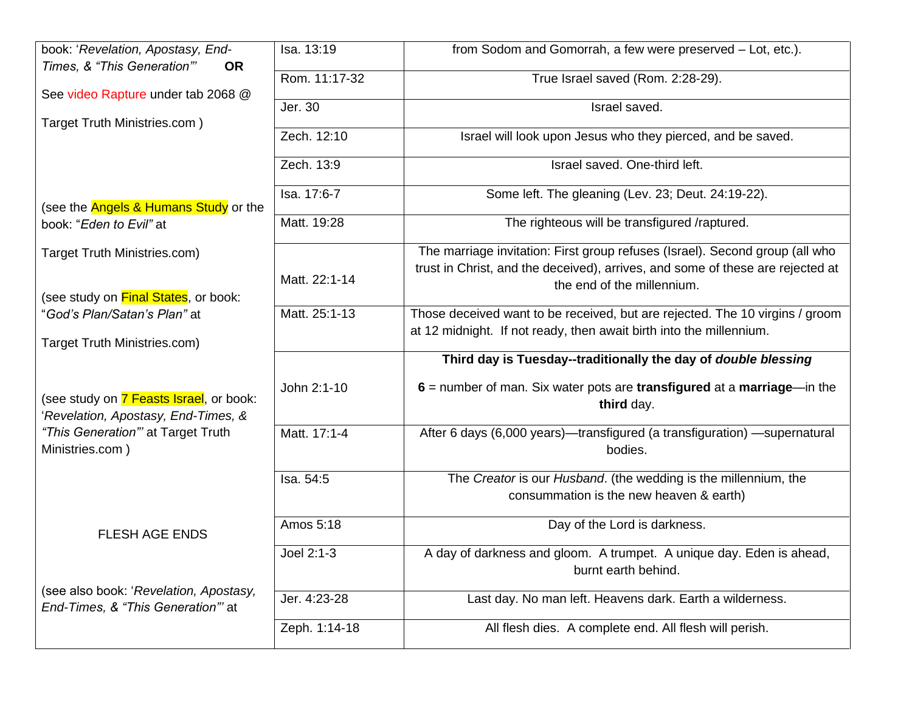| | | |
|---|---|---|
| book: '*Revelation, Apostasy, End-Times, & "This Generation"'* **OR** See video Rapture under tab 2068 @ Target Truth Ministries.com ) | Isa. 13:19 | from Sodom and Gomorrah, a few were preserved – Lot, etc.). |
| | Rom. 11:17-32 | True Israel saved (Rom. 2:28-29). |
| | Jer. 30 | Israel saved. |
| | Zech. 12:10 | Israel will look upon Jesus who they pierced, and be saved. |
| | Zech. 13:9 | Israel saved. One-third left. |
| (see the Angels & Humans Study or the book: "*Eden to Evil"* at Target Truth Ministries.com) | Isa. 17:6-7 | Some left. The gleaning (Lev. 23; Deut. 24:19-22). |
| | Matt. 19:28 | The righteous will be transfigured /raptured. |
| | Matt. 22:1-14 | The marriage invitation: First group refuses (Israel). Second group (all who trust in Christ, and the deceived), arrives, and some of these are rejected at the end of the millennium. |
| (see study on Final States, or book: "*God's Plan/Satan's Plan"* at Target Truth Ministries.com) | Matt. 25:1-13 | Those deceived want to be received, but are rejected. The 10 virgins / groom at 12 midnight. If not ready, then await birth into the millennium. |
| (see study on 7 Feasts Israel, or book: '*Revelation, Apostasy, End-Times, & "This Generation"'* at Target Truth Ministries.com ) | John 2:1-10 | **Third day is Tuesday--traditionally the day of *double blessing*** **6** = number of man. Six water pots are **transfigured** at a **marriage**—in the **third** day. |
| | Matt. 17:1-4 | After 6 days (6,000 years)—transfigured (a transfiguration) —supernatural bodies. |
| | Isa. 54:5 | The *Creator* is our *Husband*. (the wedding is the millennium, the consummation is the new heaven & earth) |
| FLESH AGE ENDS | Amos 5:18 | Day of the Lord is darkness. |
| | Joel 2:1-3 | A day of darkness and gloom. A trumpet. A unique day. Eden is ahead, burnt earth behind. |
| (see also book: '*Revelation, Apostasy, End-Times, & "This Generation"'* at | Jer. 4:23-28 | Last day. No man left. Heavens dark. Earth a wilderness. |
| | Zeph. 1:14-18 | All flesh dies. A complete end. All flesh will perish. |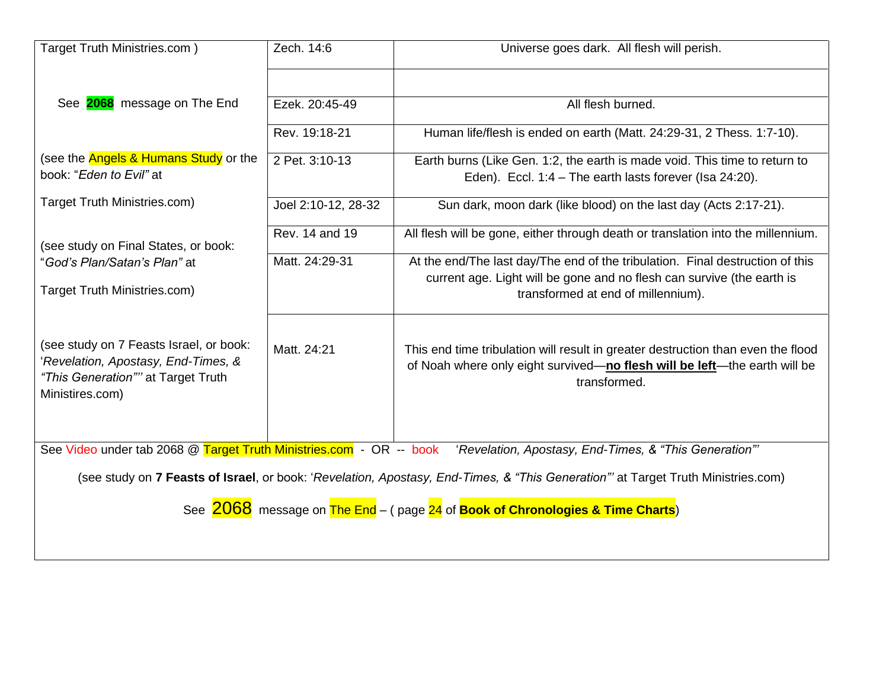| | | |
|---|---|---|
| Target Truth Ministries.com ) | Zech. 14:6 | Universe goes dark. All flesh will perish. |
| | | |
| See **2068** message on The End | Ezek. 20:45-49 | All flesh burned. |
| | Rev. 19:18-21 | Human life/flesh is ended on earth (Matt. 24:29-31, 2 Thess. 1:7-10). |
| (see the Angels & Humans Study or the book: "*Eden to Evil"* at | 2 Pet. 3:10-13 | Earth burns (Like Gen. 1:2, the earth is made void. This time to return to Eden). Eccl. 1:4 – The earth lasts forever (Isa 24:20). |
| Target Truth Ministries.com) | Joel 2:10-12, 28-32 | Sun dark, moon dark (like blood) on the last day (Acts 2:17-21). |
| (see study on Final States, or book: "*God's Plan/Satan's Plan"* at Target Truth Ministries.com) | Rev. 14 and 19 | All flesh will be gone, either through death or translation into the millennium. |
| | Matt. 24:29-31 | At the end/The last day/The end of the tribulation. Final destruction of this current age. Light will be gone and no flesh can survive (the earth is transformed at end of millennium). |
| (see study on 7 Feasts Israel, or book: '*Revelation, Apostasy, End-Times, & "This Generation"'* at Target Truth Ministires.com) | Matt. 24:21 | This end time tribulation will result in greater destruction than even the flood of Noah where only eight survived—**no flesh will be left**—the earth will be transformed. |

See Video under tab 2068 @ Target Truth Ministries.com - OR -- book '*Revelation, Apostasy, End-Times, & "This Generation"'*

(see study on **7 Feasts of Israel**, or book: '*Revelation, Apostasy, End-Times, & "This Generation"'* at Target Truth Ministries.com)

See 2068 message on The End – ( page 24 of **Book of Chronologies & Time Charts**)